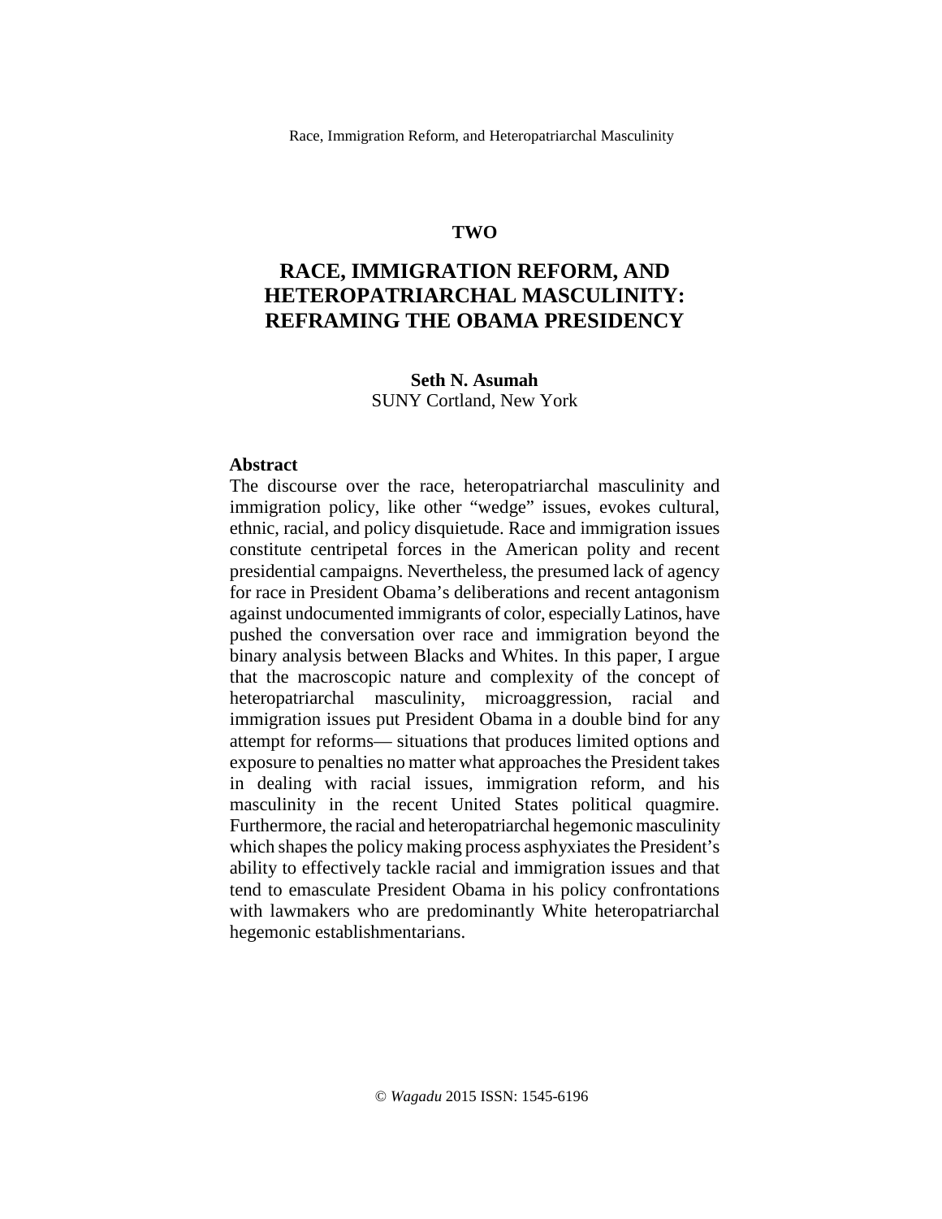**TWO**

# RACE, IMMIGRATION REFORM, AND HETEROPATRIARCHAL MASCULINITY: REFRAMING THE OBAMA PRESIDENCY

**Seth N. Asumah**
SUNY Cortland, New York

## Abstract

The discourse over the race, heteropatriarchal masculinity and immigration policy, like other "wedge" issues, evokes cultural, ethnic, racial, and policy disquietude. Race and immigration issues constitute centripetal forces in the American polity and recent presidential campaigns. Nevertheless, the presumed lack of agency for race in President Obama's deliberations and recent antagonism against undocumented immigrants of color, especially Latinos, have pushed the conversation over race and immigration beyond the binary analysis between Blacks and Whites. In this paper, I argue that the macroscopic nature and complexity of the concept of heteropatriarchal masculinity, microaggression, racial and immigration issues put President Obama in a double bind for any attempt for reforms— situations that produces limited options and exposure to penalties no matter what approaches the President takes in dealing with racial issues, immigration reform, and his masculinity in the recent United States political quagmire. Furthermore, the racial and heteropatriarchal hegemonic masculinity which shapes the policy making process asphyxiates the President's ability to effectively tackle racial and immigration issues and that tend to emasculate President Obama in his policy confrontations with lawmakers who are predominantly White heteropatriarchal hegemonic establishmentarians.

© *Wagadu* 2015 ISSN: 1545-6196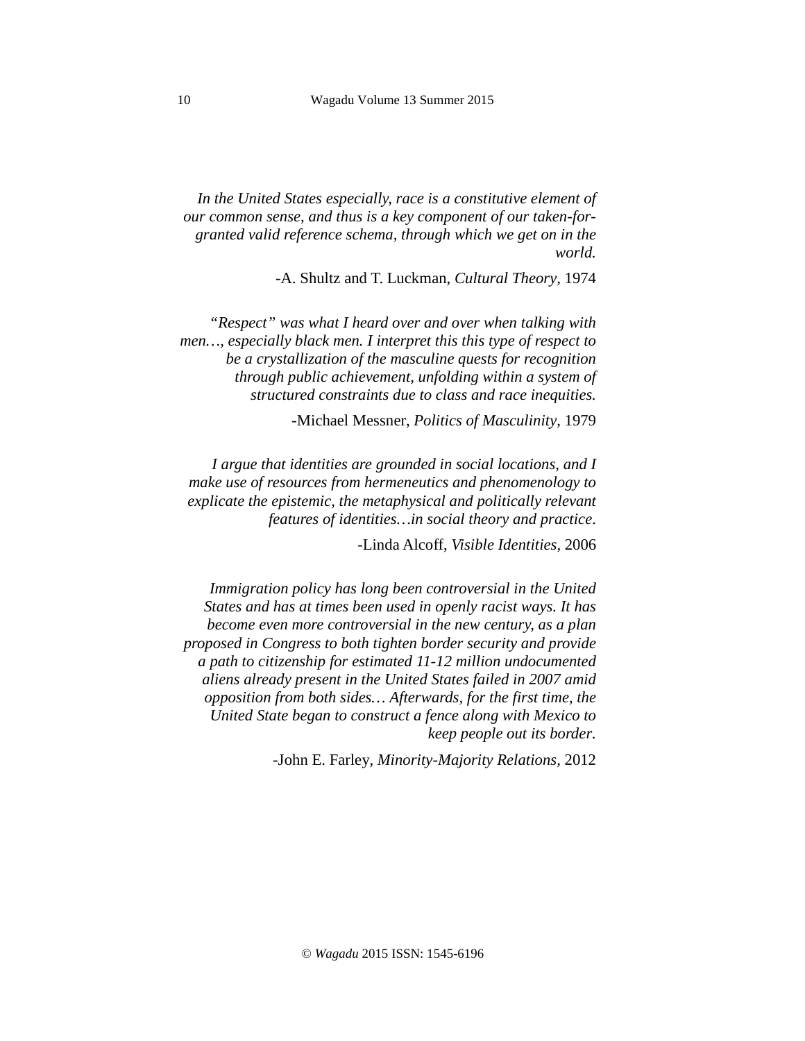*In the United States especially, race is a constitutive element of our common sense, and thus is a key component of our taken-for-granted valid reference schema, through which we get on in the world.*

-A. Shultz and T. Luckman, *Cultural Theory*, 1974

*"Respect" was what I heard over and over when talking with men…, especially black men. I interpret this this type of respect to be a crystallization of the masculine quests for recognition through public achievement, unfolding within a system of structured constraints due to class and race inequities.*

-Michael Messner, *Politics of Masculinity*, 1979

*I argue that identities are grounded in social locations, and I make use of resources from hermeneutics and phenomenology to explicate the epistemic, the metaphysical and politically relevant features of identities…in social theory and practice.*

-Linda Alcoff, *Visible Identities*, 2006

*Immigration policy has long been controversial in the United States and has at times been used in openly racist ways. It has become even more controversial in the new century, as a plan proposed in Congress to both tighten border security and provide a path to citizenship for estimated 11-12 million undocumented aliens already present in the United States failed in 2007 amid opposition from both sides… Afterwards, for the first time, the United State began to construct a fence along with Mexico to keep people out its border.*

-John E. Farley, *Minority-Majority Relations*, 2012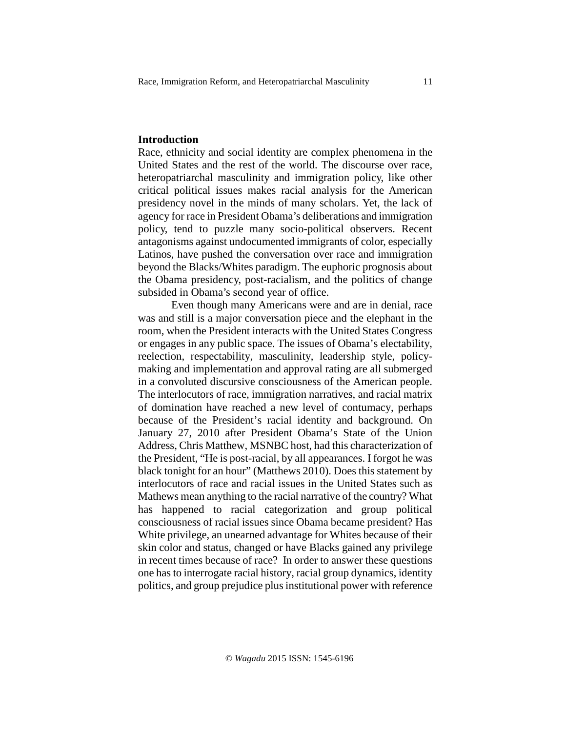## Introduction

Race, ethnicity and social identity are complex phenomena in the United States and the rest of the world. The discourse over race, heteropatriarchal masculinity and immigration policy, like other critical political issues makes racial analysis for the American presidency novel in the minds of many scholars. Yet, the lack of agency for race in President Obama's deliberations and immigration policy, tend to puzzle many socio-political observers. Recent antagonisms against undocumented immigrants of color, especially Latinos, have pushed the conversation over race and immigration beyond the Blacks/Whites paradigm. The euphoric prognosis about the Obama presidency, post-racialism, and the politics of change subsided in Obama's second year of office.

Even though many Americans were and are in denial, race was and still is a major conversation piece and the elephant in the room, when the President interacts with the United States Congress or engages in any public space. The issues of Obama's electability, reelection, respectability, masculinity, leadership style, policy-making and implementation and approval rating are all submerged in a convoluted discursive consciousness of the American people. The interlocutors of race, immigration narratives, and racial matrix of domination have reached a new level of contumacy, perhaps because of the President's racial identity and background. On January 27, 2010 after President Obama's State of the Union Address, Chris Matthew, MSNBC host, had this characterization of the President, "He is post-racial, by all appearances. I forgot he was black tonight for an hour" (Matthews 2010). Does this statement by interlocutors of race and racial issues in the United States such as Mathews mean anything to the racial narrative of the country? What has happened to racial categorization and group political consciousness of racial issues since Obama became president? Has White privilege, an unearned advantage for Whites because of their skin color and status, changed or have Blacks gained any privilege in recent times because of race? In order to answer these questions one has to interrogate racial history, racial group dynamics, identity politics, and group prejudice plus institutional power with reference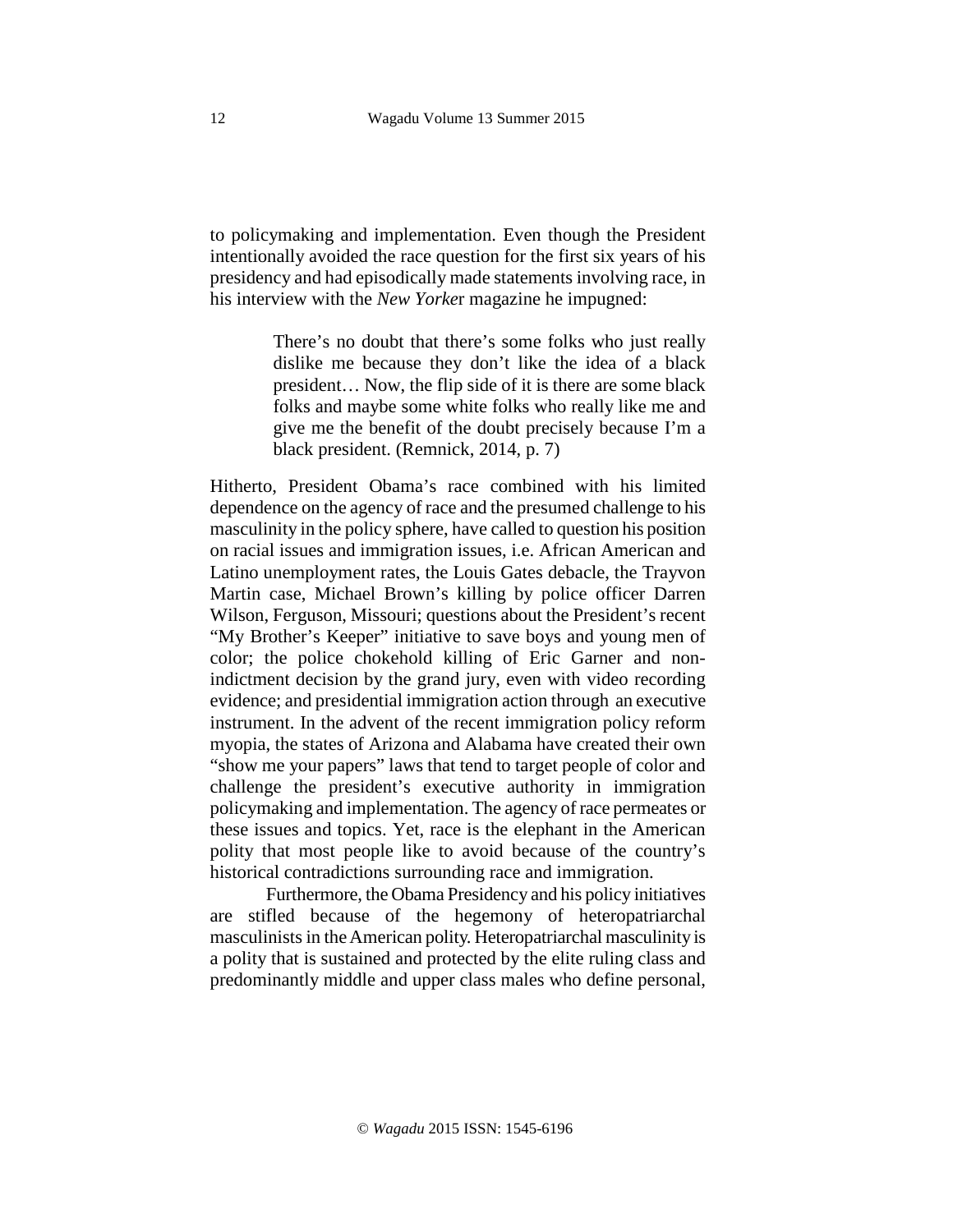to policymaking and implementation. Even though the President intentionally avoided the race question for the first six years of his presidency and had episodically made statements involving race, in his interview with the *New Yorke*r magazine he impugned:

> There's no doubt that there's some folks who just really dislike me because they don't like the idea of a black president… Now, the flip side of it is there are some black folks and maybe some white folks who really like me and give me the benefit of the doubt precisely because I'm a black president. (Remnick, 2014, p. 7)

Hitherto, President Obama's race combined with his limited dependence on the agency of race and the presumed challenge to his masculinity in the policy sphere, have called to question his position on racial issues and immigration issues, i.e. African American and Latino unemployment rates, the Louis Gates debacle, the Trayvon Martin case, Michael Brown's killing by police officer Darren Wilson, Ferguson, Missouri; questions about the President's recent "My Brother's Keeper" initiative to save boys and young men of color; the police chokehold killing of Eric Garner and non-indictment decision by the grand jury, even with video recording evidence; and presidential immigration action through an executive instrument. In the advent of the recent immigration policy reform myopia, the states of Arizona and Alabama have created their own "show me your papers" laws that tend to target people of color and challenge the president's executive authority in immigration policymaking and implementation. The agency of race permeates or these issues and topics. Yet, race is the elephant in the American polity that most people like to avoid because of the country's historical contradictions surrounding race and immigration.

Furthermore, the Obama Presidency and his policy initiatives are stifled because of the hegemony of heteropatriarchal masculinists in the American polity. Heteropatriarchal masculinity is a polity that is sustained and protected by the elite ruling class and predominantly middle and upper class males who define personal,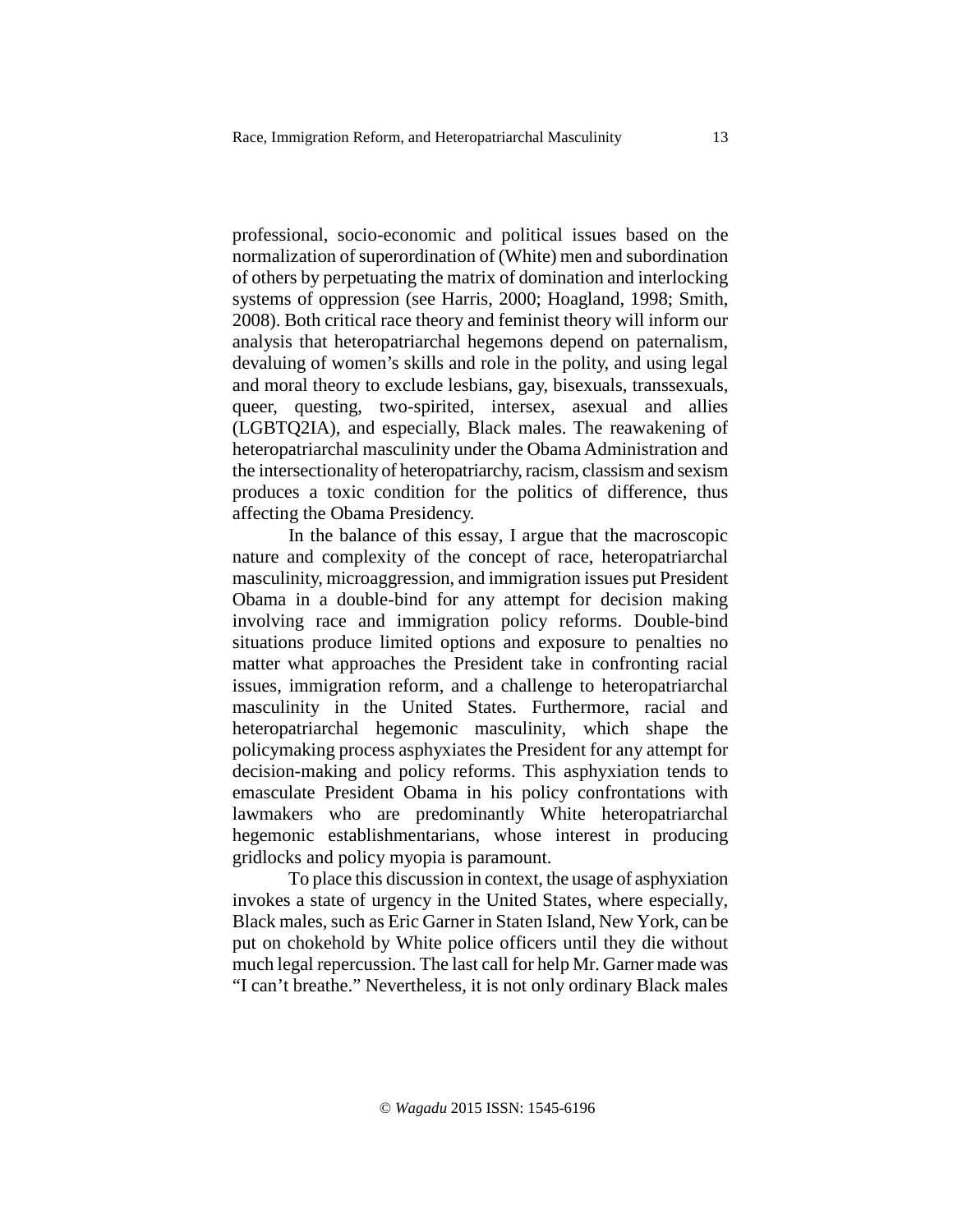professional, socio-economic and political issues based on the normalization of superordination of (White) men and subordination of others by perpetuating the matrix of domination and interlocking systems of oppression (see Harris, 2000; Hoagland, 1998; Smith, 2008). Both critical race theory and feminist theory will inform our analysis that heteropatriarchal hegemons depend on paternalism, devaluing of women's skills and role in the polity, and using legal and moral theory to exclude lesbians, gay, bisexuals, transsexuals, queer, questing, two-spirited, intersex, asexual and allies (LGBTQ2IA), and especially, Black males. The reawakening of heteropatriarchal masculinity under the Obama Administration and the intersectionality of heteropatriarchy, racism, classism and sexism produces a toxic condition for the politics of difference, thus affecting the Obama Presidency.

In the balance of this essay, I argue that the macroscopic nature and complexity of the concept of race, heteropatriarchal masculinity, microaggression, and immigration issues put President Obama in a double-bind for any attempt for decision making involving race and immigration policy reforms. Double-bind situations produce limited options and exposure to penalties no matter what approaches the President take in confronting racial issues, immigration reform, and a challenge to heteropatriarchal masculinity in the United States. Furthermore, racial and heteropatriarchal hegemonic masculinity, which shape the policymaking process asphyxiates the President for any attempt for decision-making and policy reforms. This asphyxiation tends to emasculate President Obama in his policy confrontations with lawmakers who are predominantly White heteropatriarchal hegemonic establishmentarians, whose interest in producing gridlocks and policy myopia is paramount.

To place this discussion in context, the usage of asphyxiation invokes a state of urgency in the United States, where especially, Black males, such as Eric Garner in Staten Island, New York, can be put on chokehold by White police officers until they die without much legal repercussion. The last call for help Mr. Garner made was "I can't breathe." Nevertheless, it is not only ordinary Black males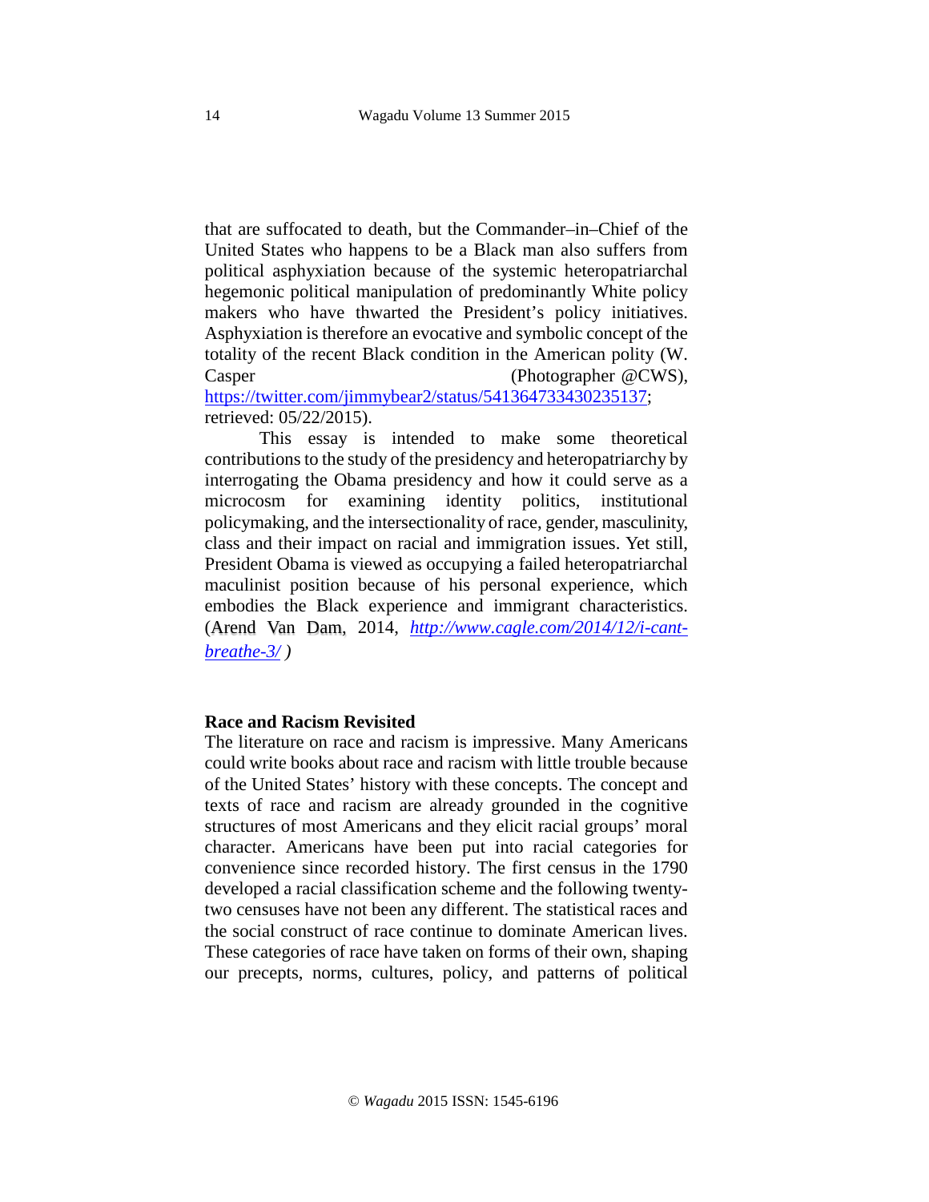that are suffocated to death, but the Commander–in–Chief of the United States who happens to be a Black man also suffers from political asphyxiation because of the systemic heteropatriarchal hegemonic political manipulation of predominantly White policy makers who have thwarted the President's policy initiatives. Asphyxiation is therefore an evocative and symbolic concept of the totality of the recent Black condition in the American polity (W. Casper (Photographer @CWS), https://twitter.com/jimmybear2/status/541364733430235137; retrieved: 05/22/2015).

This essay is intended to make some theoretical contributions to the study of the presidency and heteropatriarchy by interrogating the Obama presidency and how it could serve as a microcosm for examining identity politics, institutional policymaking, and the intersectionality of race, gender, masculinity, class and their impact on racial and immigration issues. Yet still, President Obama is viewed as occupying a failed heteropatriarchal maculinist position because of his personal experience, which embodies the Black experience and immigrant characteristics. (Arend Van Dam, 2014, *http://www.cagle.com/2014/12/i-cant-breathe-3/* )

**Race and Racism Revisited**

The literature on race and racism is impressive. Many Americans could write books about race and racism with little trouble because of the United States' history with these concepts. The concept and texts of race and racism are already grounded in the cognitive structures of most Americans and they elicit racial groups' moral character. Americans have been put into racial categories for convenience since recorded history. The first census in the 1790 developed a racial classification scheme and the following twenty-two censuses have not been any different. The statistical races and the social construct of race continue to dominate American lives. These categories of race have taken on forms of their own, shaping our precepts, norms, cultures, policy, and patterns of political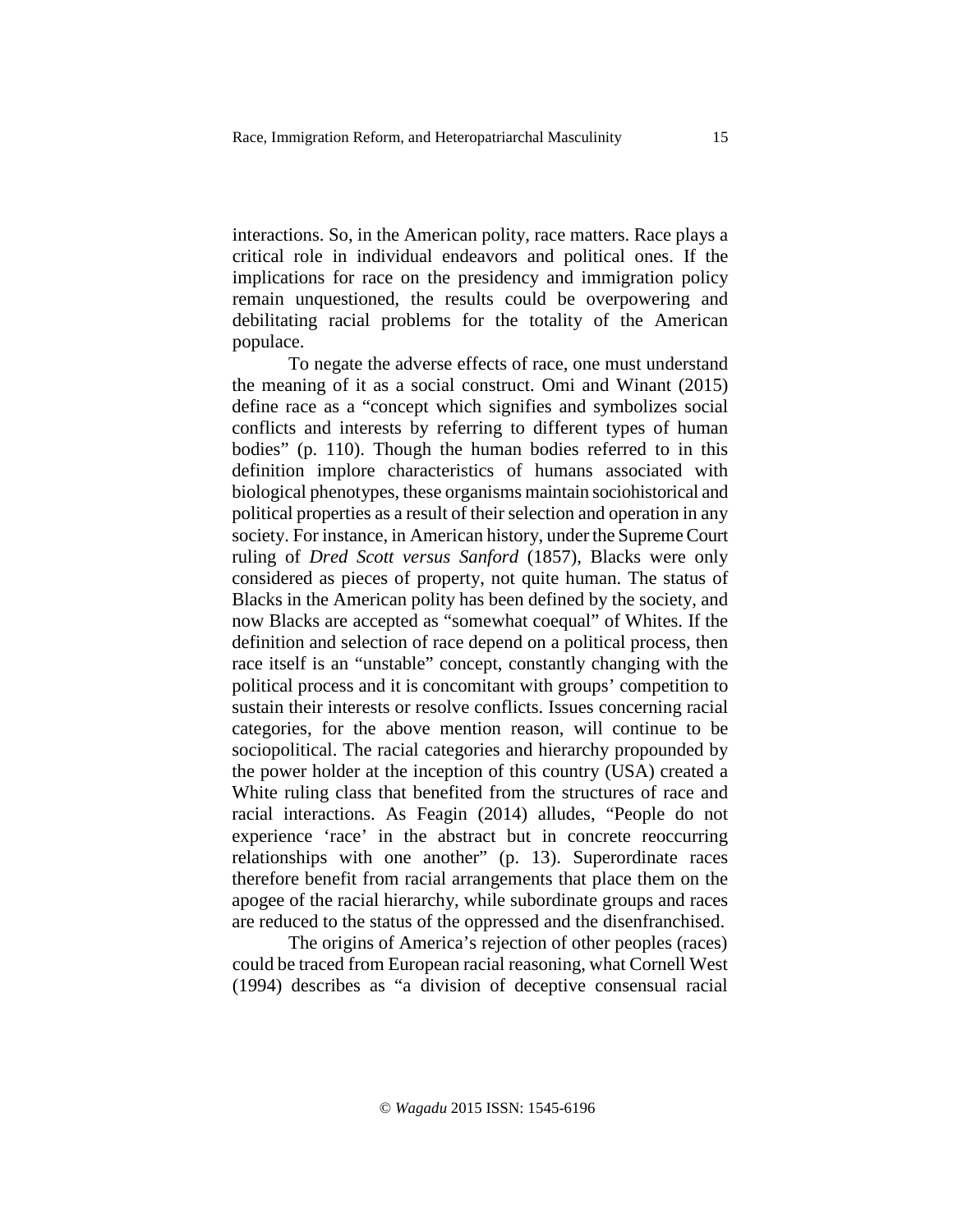interactions. So, in the American polity, race matters. Race plays a critical role in individual endeavors and political ones. If the implications for race on the presidency and immigration policy remain unquestioned, the results could be overpowering and debilitating racial problems for the totality of the American populace.

To negate the adverse effects of race, one must understand the meaning of it as a social construct. Omi and Winant (2015) define race as a "concept which signifies and symbolizes social conflicts and interests by referring to different types of human bodies" (p. 110). Though the human bodies referred to in this definition implore characteristics of humans associated with biological phenotypes, these organisms maintain sociohistorical and political properties as a result of their selection and operation in any society. For instance, in American history, under the Supreme Court ruling of *Dred Scott versus Sanford* (1857), Blacks were only considered as pieces of property, not quite human. The status of Blacks in the American polity has been defined by the society, and now Blacks are accepted as "somewhat coequal" of Whites. If the definition and selection of race depend on a political process, then race itself is an "unstable" concept, constantly changing with the political process and it is concomitant with groups' competition to sustain their interests or resolve conflicts. Issues concerning racial categories, for the above mention reason, will continue to be sociopolitical. The racial categories and hierarchy propounded by the power holder at the inception of this country (USA) created a White ruling class that benefited from the structures of race and racial interactions. As Feagin (2014) alludes, "People do not experience 'race' in the abstract but in concrete reoccurring relationships with one another" (p. 13). Superordinate races therefore benefit from racial arrangements that place them on the apogee of the racial hierarchy, while subordinate groups and races are reduced to the status of the oppressed and the disenfranchised.

The origins of America's rejection of other peoples (races) could be traced from European racial reasoning, what Cornell West (1994) describes as "a division of deceptive consensual racial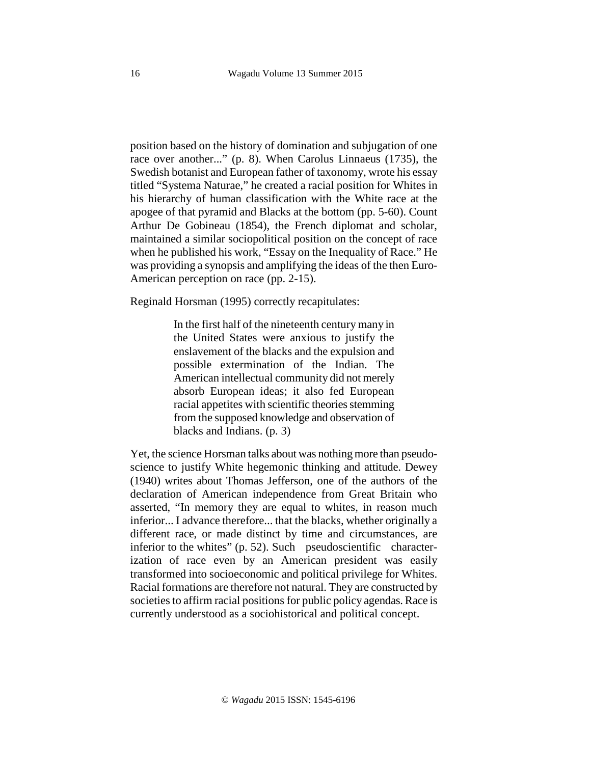position based on the history of domination and subjugation of one race over another..." (p. 8). When Carolus Linnaeus (1735), the Swedish botanist and European father of taxonomy, wrote his essay titled "Systema Naturae," he created a racial position for Whites in his hierarchy of human classification with the White race at the apogee of that pyramid and Blacks at the bottom (pp. 5-60). Count Arthur De Gobineau (1854), the French diplomat and scholar, maintained a similar sociopolitical position on the concept of race when he published his work, "Essay on the Inequality of Race." He was providing a synopsis and amplifying the ideas of the then Euro-American perception on race (pp. 2-15).

Reginald Horsman (1995) correctly recapitulates:

> In the first half of the nineteenth century many in the United States were anxious to justify the enslavement of the blacks and the expulsion and possible extermination of the Indian. The American intellectual community did not merely absorb European ideas; it also fed European racial appetites with scientific theories stemming from the supposed knowledge and observation of blacks and Indians. (p. 3)

Yet, the science Horsman talks about was nothing more than pseudo-science to justify White hegemonic thinking and attitude. Dewey (1940) writes about Thomas Jefferson, one of the authors of the declaration of American independence from Great Britain who asserted, "In memory they are equal to whites, in reason much inferior... I advance therefore... that the blacks, whether originally a different race, or made distinct by time and circumstances, are inferior to the whites" (p. 52). Such pseudoscientific characterization of race even by an American president was easily transformed into socioeconomic and political privilege for Whites. Racial formations are therefore not natural. They are constructed by societies to affirm racial positions for public policy agendas. Race is currently understood as a sociohistorical and political concept.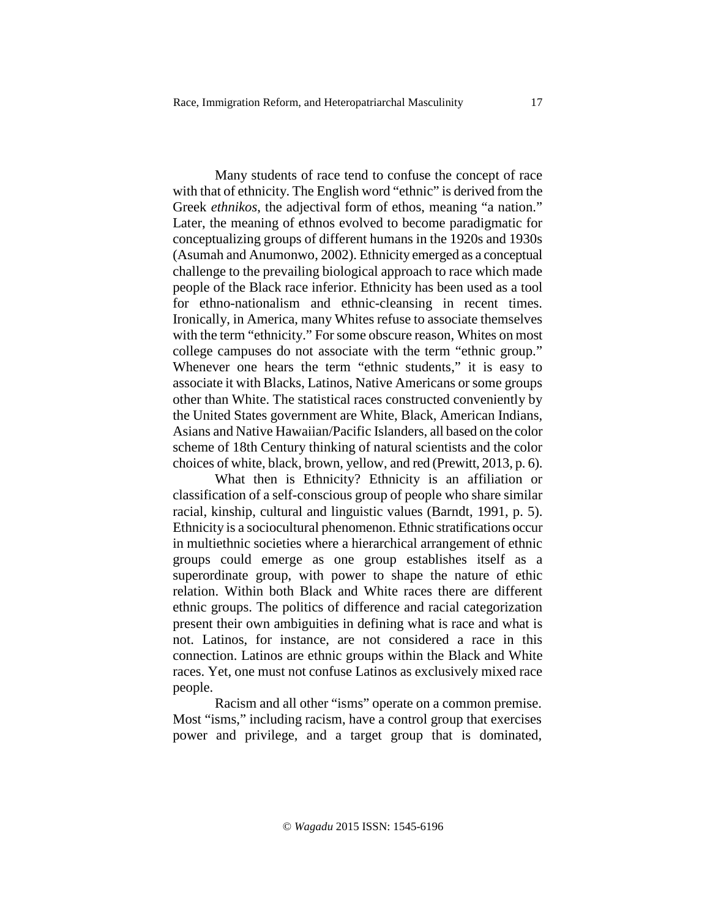Many students of race tend to confuse the concept of race with that of ethnicity. The English word "ethnic" is derived from the Greek *ethnikos*, the adjectival form of ethos, meaning "a nation." Later, the meaning of ethnos evolved to become paradigmatic for conceptualizing groups of different humans in the 1920s and 1930s (Asumah and Anumonwo, 2002). Ethnicity emerged as a conceptual challenge to the prevailing biological approach to race which made people of the Black race inferior. Ethnicity has been used as a tool for ethno-nationalism and ethnic-cleansing in recent times. Ironically, in America, many Whites refuse to associate themselves with the term "ethnicity." For some obscure reason, Whites on most college campuses do not associate with the term "ethnic group." Whenever one hears the term "ethnic students," it is easy to associate it with Blacks, Latinos, Native Americans or some groups other than White. The statistical races constructed conveniently by the United States government are White, Black, American Indians, Asians and Native Hawaiian/Pacific Islanders, all based on the color scheme of 18th Century thinking of natural scientists and the color choices of white, black, brown, yellow, and red (Prewitt, 2013, p. 6).

What then is Ethnicity? Ethnicity is an affiliation or classification of a self-conscious group of people who share similar racial, kinship, cultural and linguistic values (Barndt, 1991, p. 5). Ethnicity is a sociocultural phenomenon. Ethnic stratifications occur in multiethnic societies where a hierarchical arrangement of ethnic groups could emerge as one group establishes itself as a superordinate group, with power to shape the nature of ethic relation. Within both Black and White races there are different ethnic groups. The politics of difference and racial categorization present their own ambiguities in defining what is race and what is not. Latinos, for instance, are not considered a race in this connection. Latinos are ethnic groups within the Black and White races. Yet, one must not confuse Latinos as exclusively mixed race people.

Racism and all other "isms" operate on a common premise. Most "isms," including racism, have a control group that exercises power and privilege, and a target group that is dominated,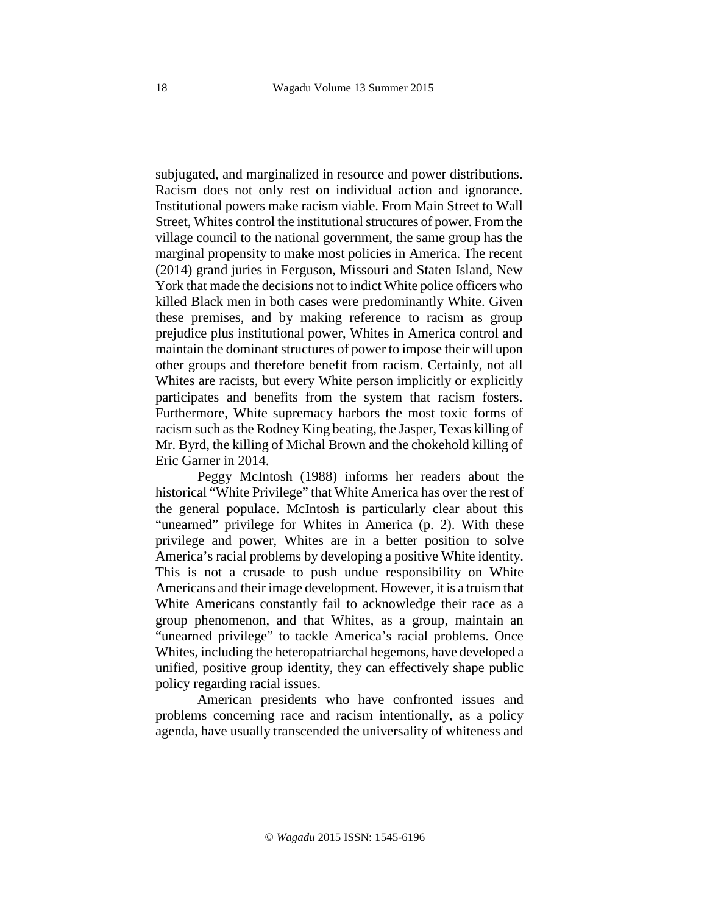subjugated, and marginalized in resource and power distributions. Racism does not only rest on individual action and ignorance. Institutional powers make racism viable. From Main Street to Wall Street, Whites control the institutional structures of power. From the village council to the national government, the same group has the marginal propensity to make most policies in America. The recent (2014) grand juries in Ferguson, Missouri and Staten Island, New York that made the decisions not to indict White police officers who killed Black men in both cases were predominantly White. Given these premises, and by making reference to racism as group prejudice plus institutional power, Whites in America control and maintain the dominant structures of power to impose their will upon other groups and therefore benefit from racism. Certainly, not all Whites are racists, but every White person implicitly or explicitly participates and benefits from the system that racism fosters. Furthermore, White supremacy harbors the most toxic forms of racism such as the Rodney King beating, the Jasper, Texas killing of Mr. Byrd, the killing of Michal Brown and the chokehold killing of Eric Garner in 2014.

Peggy McIntosh (1988) informs her readers about the historical "White Privilege" that White America has over the rest of the general populace. McIntosh is particularly clear about this "unearned" privilege for Whites in America (p. 2). With these privilege and power, Whites are in a better position to solve America's racial problems by developing a positive White identity. This is not a crusade to push undue responsibility on White Americans and their image development. However, it is a truism that White Americans constantly fail to acknowledge their race as a group phenomenon, and that Whites, as a group, maintain an "unearned privilege" to tackle America's racial problems. Once Whites, including the heteropatriarchal hegemons, have developed a unified, positive group identity, they can effectively shape public policy regarding racial issues.

American presidents who have confronted issues and problems concerning race and racism intentionally, as a policy agenda, have usually transcended the universality of whiteness and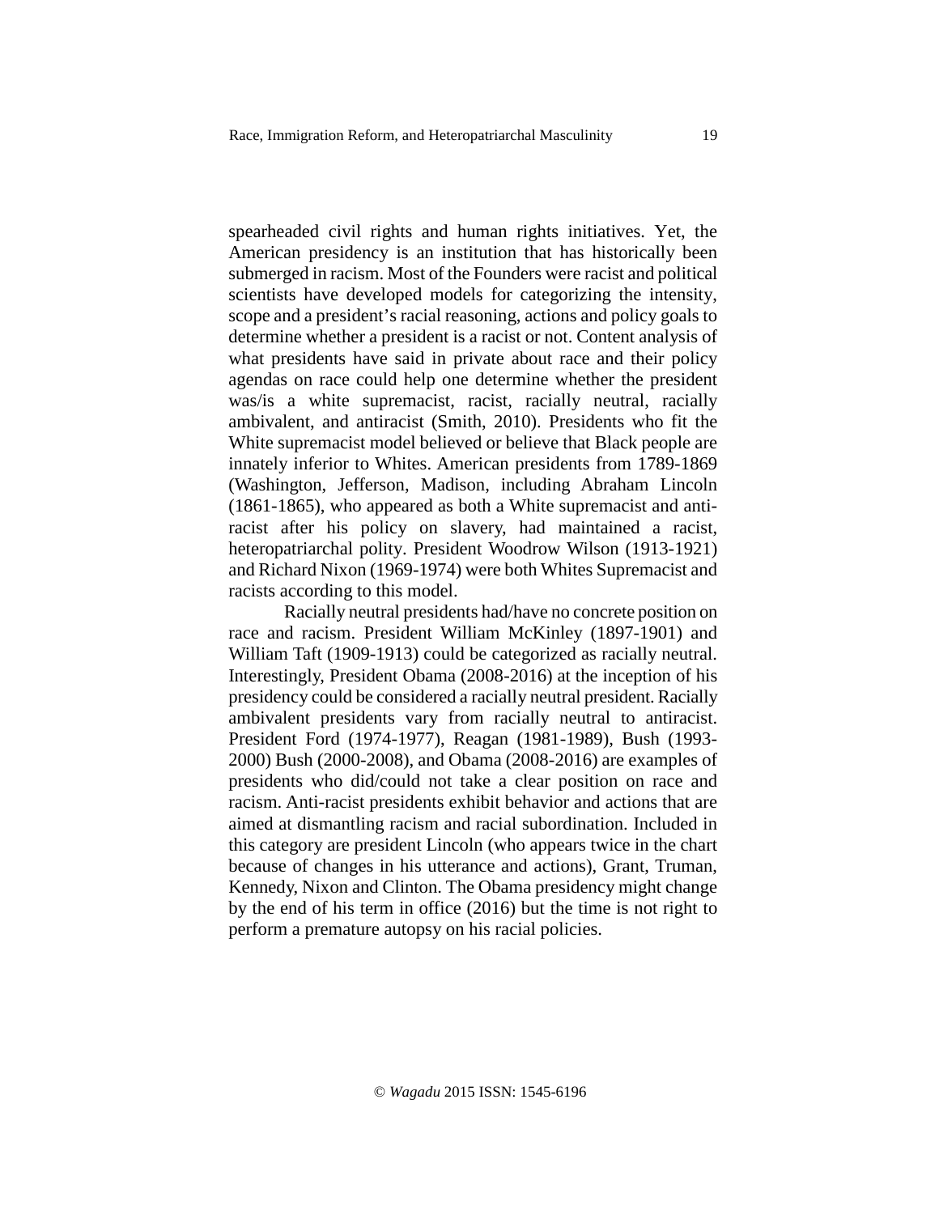spearheaded civil rights and human rights initiatives. Yet, the American presidency is an institution that has historically been submerged in racism. Most of the Founders were racist and political scientists have developed models for categorizing the intensity, scope and a president's racial reasoning, actions and policy goals to determine whether a president is a racist or not. Content analysis of what presidents have said in private about race and their policy agendas on race could help one determine whether the president was/is a white supremacist, racist, racially neutral, racially ambivalent, and antiracist (Smith, 2010). Presidents who fit the White supremacist model believed or believe that Black people are innately inferior to Whites. American presidents from 1789-1869 (Washington, Jefferson, Madison, including Abraham Lincoln (1861-1865), who appeared as both a White supremacist and anti-racist after his policy on slavery, had maintained a racist, heteropatriarchal polity. President Woodrow Wilson (1913-1921) and Richard Nixon (1969-1974) were both Whites Supremacist and racists according to this model.

Racially neutral presidents had/have no concrete position on race and racism. President William McKinley (1897-1901) and William Taft (1909-1913) could be categorized as racially neutral. Interestingly, President Obama (2008-2016) at the inception of his presidency could be considered a racially neutral president. Racially ambivalent presidents vary from racially neutral to antiracist. President Ford (1974-1977), Reagan (1981-1989), Bush (1993-2000) Bush (2000-2008), and Obama (2008-2016) are examples of presidents who did/could not take a clear position on race and racism. Anti-racist presidents exhibit behavior and actions that are aimed at dismantling racism and racial subordination. Included in this category are president Lincoln (who appears twice in the chart because of changes in his utterance and actions), Grant, Truman, Kennedy, Nixon and Clinton. The Obama presidency might change by the end of his term in office (2016) but the time is not right to perform a premature autopsy on his racial policies.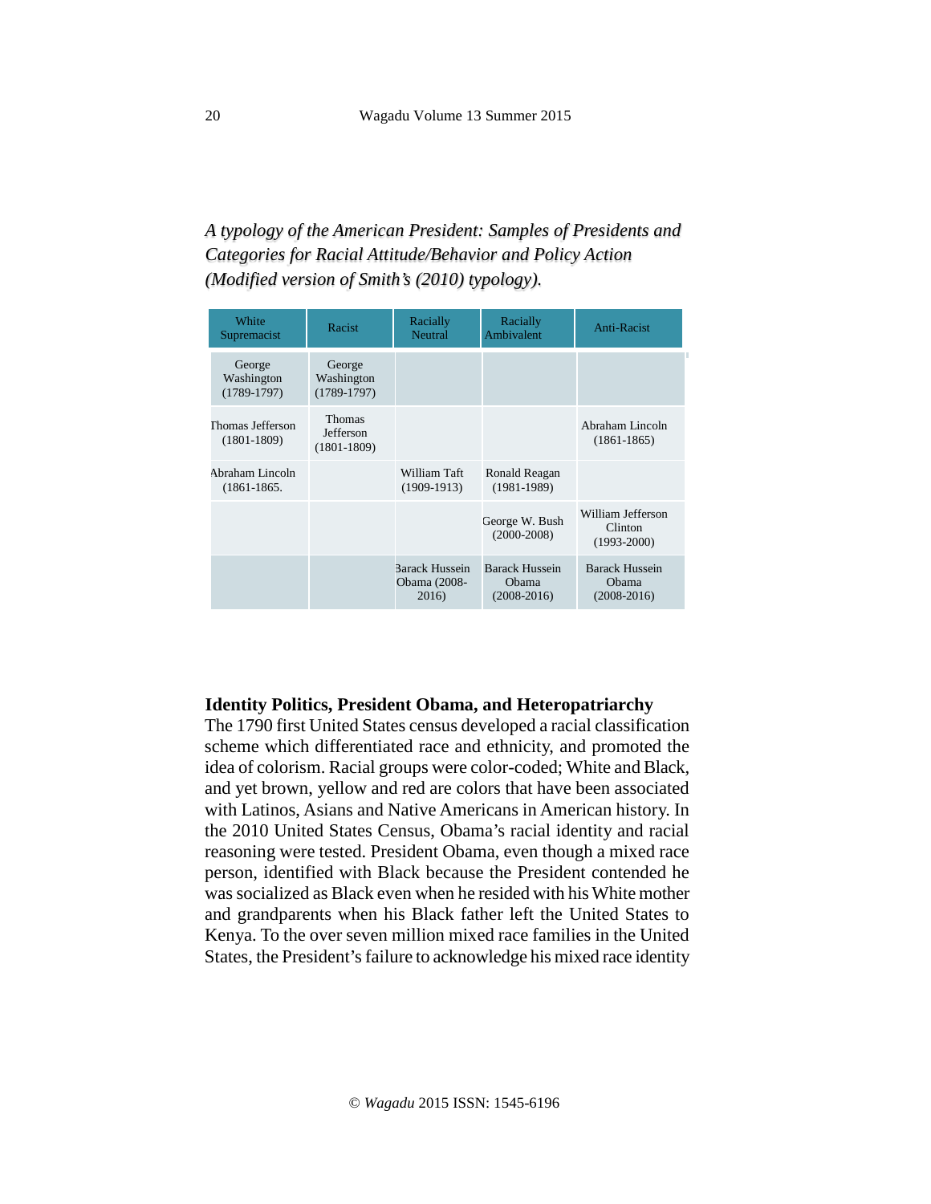*A typology of the American President: Samples of Presidents and Categories for Racial Attitude/Behavior and Policy Action (Modified version of Smith's (2010) typology).*

| White Supremacist | Racist | Racially Neutral | Racially Ambivalent | Anti-Racist |
|---|---|---|---|---|
| George Washington (1789-1797) | George Washington (1789-1797) | | | |
| Thomas Jefferson (1801-1809) | Thomas Jefferson (1801-1809) | | | Abraham Lincoln (1861-1865) |
| Abraham Lincoln (1861-1865. | | William Taft (1909-1913) | Ronald Reagan (1981-1989) | |
| | | | George W. Bush (2000-2008) | William Jefferson Clinton (1993-2000) |
| | | Barack Hussein Obama (2008-2016) | Barack Hussein Obama (2008-2016) | Barack Hussein Obama (2008-2016) |

## Identity Politics, President Obama, and Heteropatriarchy

The 1790 first United States census developed a racial classification scheme which differentiated race and ethnicity, and promoted the idea of colorism. Racial groups were color-coded; White and Black, and yet brown, yellow and red are colors that have been associated with Latinos, Asians and Native Americans in American history. In the 2010 United States Census, Obama's racial identity and racial reasoning were tested. President Obama, even though a mixed race person, identified with Black because the President contended he was socialized as Black even when he resided with his White mother and grandparents when his Black father left the United States to Kenya. To the over seven million mixed race families in the United States, the President's failure to acknowledge his mixed race identity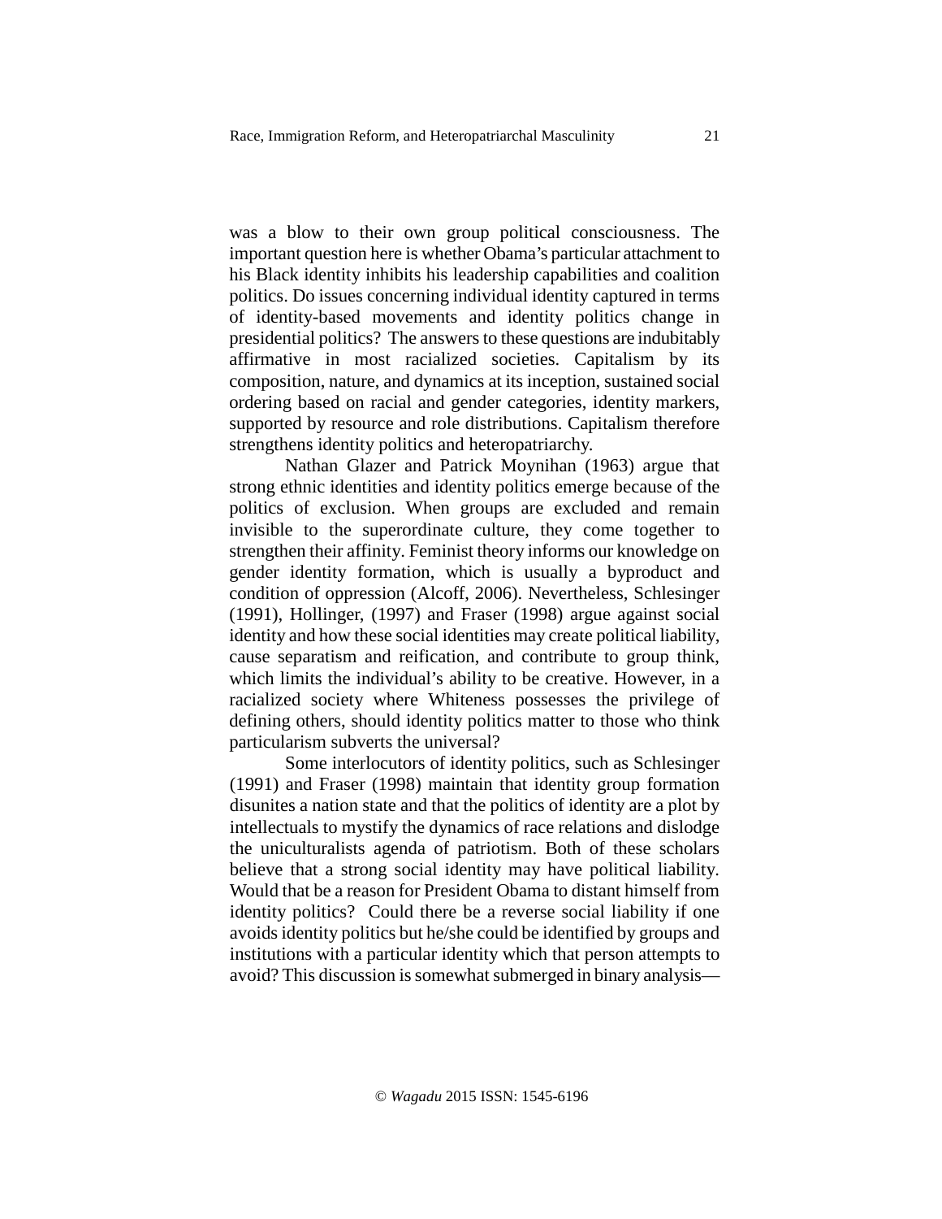was a blow to their own group political consciousness. The important question here is whether Obama's particular attachment to his Black identity inhibits his leadership capabilities and coalition politics. Do issues concerning individual identity captured in terms of identity-based movements and identity politics change in presidential politics? The answers to these questions are indubitably affirmative in most racialized societies. Capitalism by its composition, nature, and dynamics at its inception, sustained social ordering based on racial and gender categories, identity markers, supported by resource and role distributions. Capitalism therefore strengthens identity politics and heteropatriarchy.

Nathan Glazer and Patrick Moynihan (1963) argue that strong ethnic identities and identity politics emerge because of the politics of exclusion. When groups are excluded and remain invisible to the superordinate culture, they come together to strengthen their affinity. Feminist theory informs our knowledge on gender identity formation, which is usually a byproduct and condition of oppression (Alcoff, 2006). Nevertheless, Schlesinger (1991), Hollinger, (1997) and Fraser (1998) argue against social identity and how these social identities may create political liability, cause separatism and reification, and contribute to group think, which limits the individual's ability to be creative. However, in a racialized society where Whiteness possesses the privilege of defining others, should identity politics matter to those who think particularism subverts the universal?

Some interlocutors of identity politics, such as Schlesinger (1991) and Fraser (1998) maintain that identity group formation disunites a nation state and that the politics of identity are a plot by intellectuals to mystify the dynamics of race relations and dislodge the uniculturalists agenda of patriotism. Both of these scholars believe that a strong social identity may have political liability. Would that be a reason for President Obama to distant himself from identity politics? Could there be a reverse social liability if one avoids identity politics but he/she could be identified by groups and institutions with a particular identity which that person attempts to avoid? This discussion is somewhat submerged in binary analysis—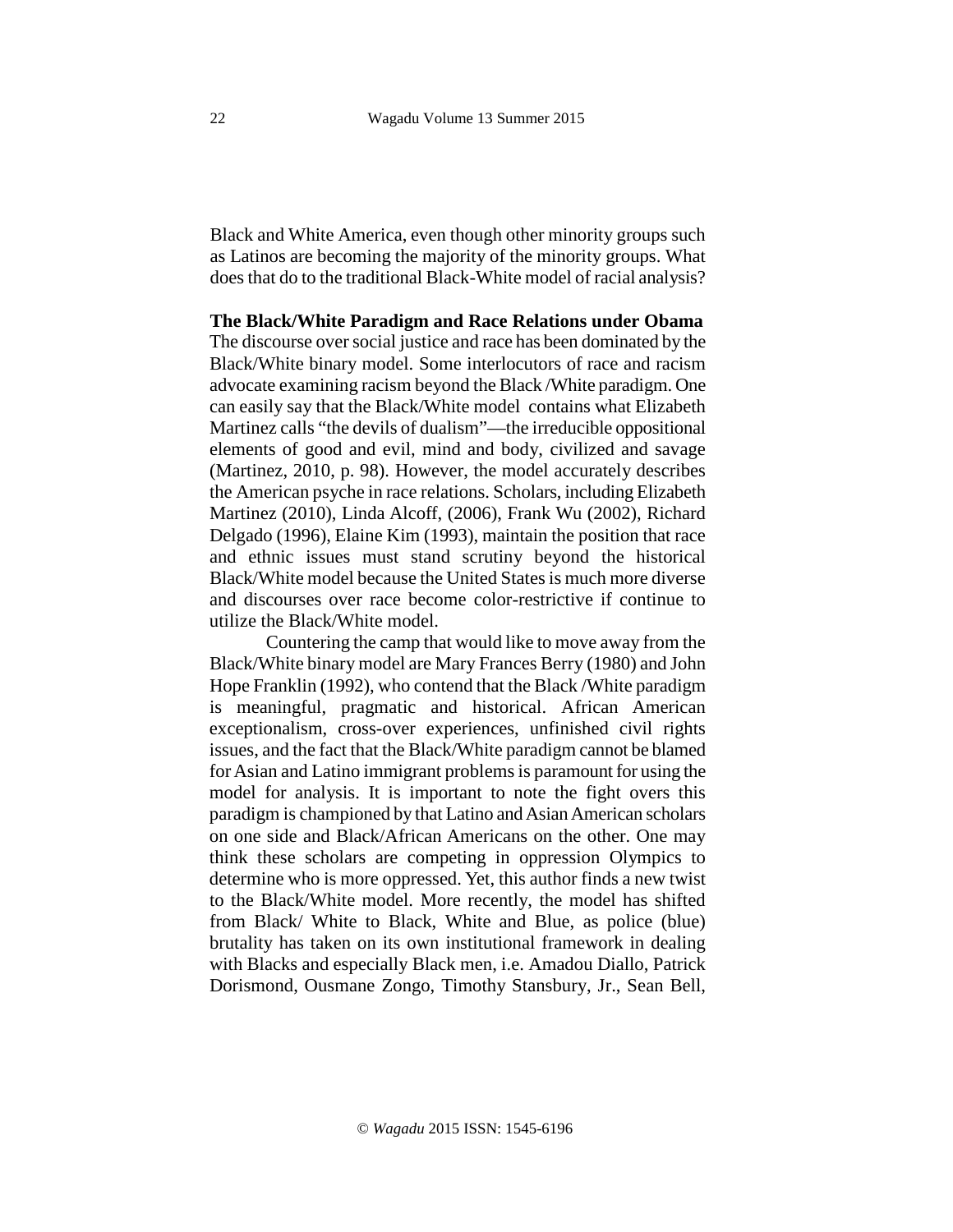Black and White America, even though other minority groups such as Latinos are becoming the majority of the minority groups. What does that do to the traditional Black-White model of racial analysis?

**The Black/White Paradigm and Race Relations under Obama**

The discourse over social justice and race has been dominated by the Black/White binary model. Some interlocutors of race and racism advocate examining racism beyond the Black /White paradigm. One can easily say that the Black/White model contains what Elizabeth Martinez calls "the devils of dualism"—the irreducible oppositional elements of good and evil, mind and body, civilized and savage (Martinez, 2010, p. 98). However, the model accurately describes the American psyche in race relations. Scholars, including Elizabeth Martinez (2010), Linda Alcoff, (2006), Frank Wu (2002), Richard Delgado (1996), Elaine Kim (1993), maintain the position that race and ethnic issues must stand scrutiny beyond the historical Black/White model because the United States is much more diverse and discourses over race become color-restrictive if continue to utilize the Black/White model.

Countering the camp that would like to move away from the Black/White binary model are Mary Frances Berry (1980) and John Hope Franklin (1992), who contend that the Black /White paradigm is meaningful, pragmatic and historical. African American exceptionalism, cross-over experiences, unfinished civil rights issues, and the fact that the Black/White paradigm cannot be blamed for Asian and Latino immigrant problems is paramount for using the model for analysis. It is important to note the fight overs this paradigm is championed by that Latino and Asian American scholars on one side and Black/African Americans on the other. One may think these scholars are competing in oppression Olympics to determine who is more oppressed. Yet, this author finds a new twist to the Black/White model. More recently, the model has shifted from Black/ White to Black, White and Blue, as police (blue) brutality has taken on its own institutional framework in dealing with Blacks and especially Black men, i.e. Amadou Diallo, Patrick Dorismond, Ousmane Zongo, Timothy Stansbury, Jr., Sean Bell,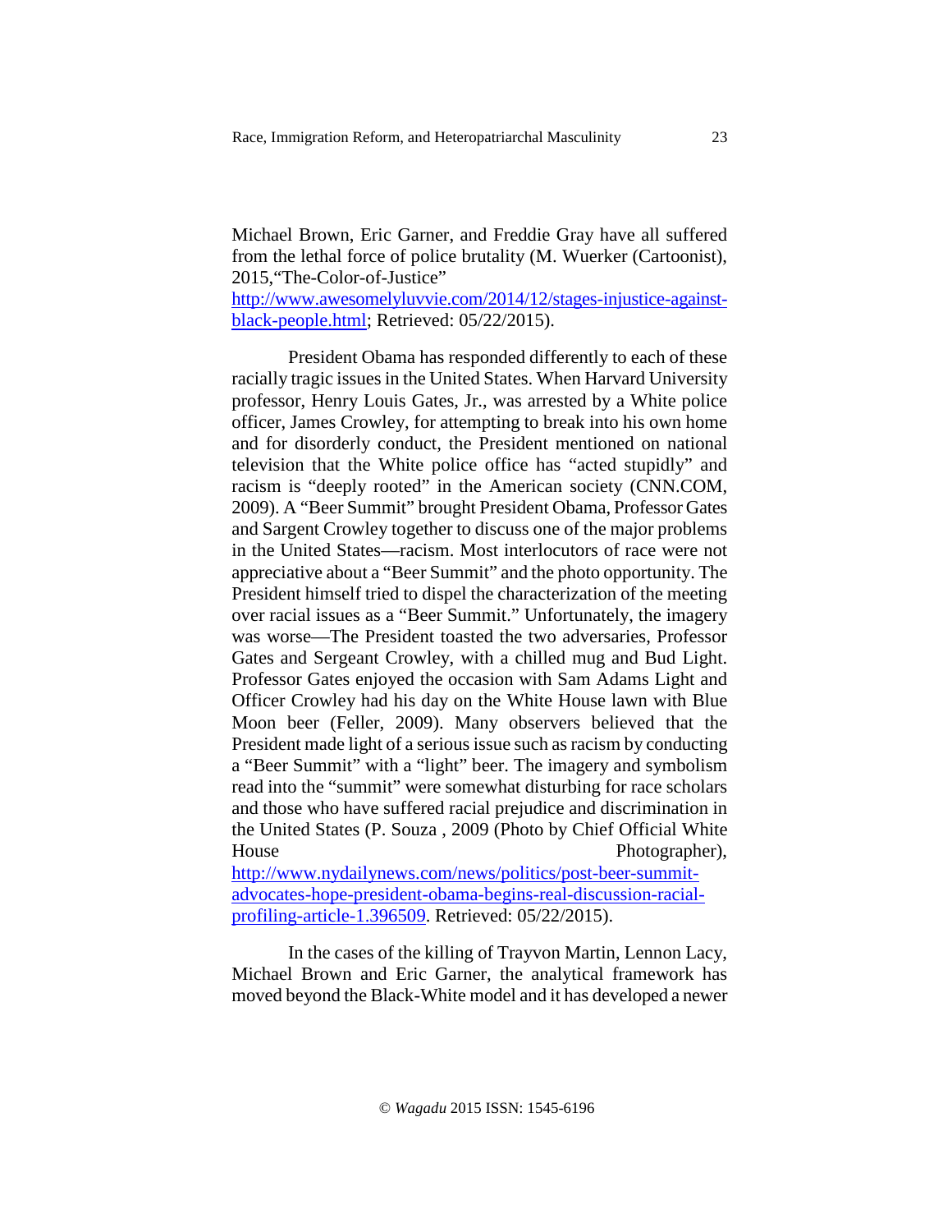Michael Brown, Eric Garner, and Freddie Gray have all suffered from the lethal force of police brutality (M. Wuerker (Cartoonist), 2015,"The-Color-of-Justice" http://www.awesomelyluvvie.com/2014/12/stages-injustice-against-black-people.html; Retrieved: 05/22/2015).

President Obama has responded differently to each of these racially tragic issues in the United States. When Harvard University professor, Henry Louis Gates, Jr., was arrested by a White police officer, James Crowley, for attempting to break into his own home and for disorderly conduct, the President mentioned on national television that the White police office has "acted stupidly" and racism is "deeply rooted" in the American society (CNN.COM, 2009). A "Beer Summit" brought President Obama, Professor Gates and Sargent Crowley together to discuss one of the major problems in the United States—racism. Most interlocutors of race were not appreciative about a "Beer Summit" and the photo opportunity. The President himself tried to dispel the characterization of the meeting over racial issues as a "Beer Summit." Unfortunately, the imagery was worse—The President toasted the two adversaries, Professor Gates and Sergeant Crowley, with a chilled mug and Bud Light. Professor Gates enjoyed the occasion with Sam Adams Light and Officer Crowley had his day on the White House lawn with Blue Moon beer (Feller, 2009). Many observers believed that the President made light of a serious issue such as racism by conducting a "Beer Summit" with a "light" beer. The imagery and symbolism read into the "summit" were somewhat disturbing for race scholars and those who have suffered racial prejudice and discrimination in the United States (P. Souza , 2009 (Photo by Chief Official White House Photographer), http://www.nydailynews.com/news/politics/post-beer-summit-advocates-hope-president-obama-begins-real-discussion-racial-profiling-article-1.396509. Retrieved: 05/22/2015).

In the cases of the killing of Trayvon Martin, Lennon Lacy, Michael Brown and Eric Garner, the analytical framework has moved beyond the Black-White model and it has developed a newer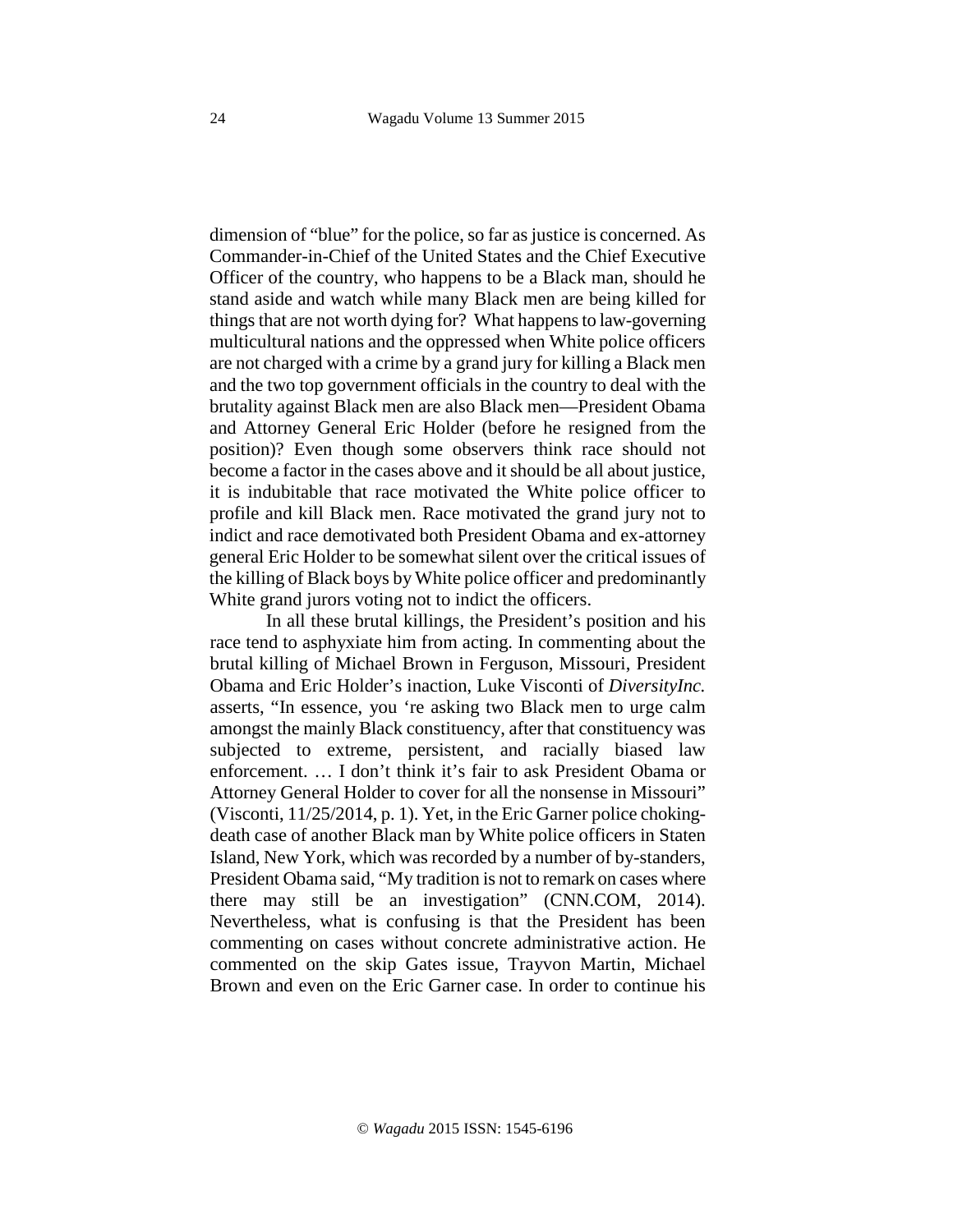dimension of "blue" for the police, so far as justice is concerned. As Commander-in-Chief of the United States and the Chief Executive Officer of the country, who happens to be a Black man, should he stand aside and watch while many Black men are being killed for things that are not worth dying for? What happens to law-governing multicultural nations and the oppressed when White police officers are not charged with a crime by a grand jury for killing a Black men and the two top government officials in the country to deal with the brutality against Black men are also Black men—President Obama and Attorney General Eric Holder (before he resigned from the position)? Even though some observers think race should not become a factor in the cases above and it should be all about justice, it is indubitable that race motivated the White police officer to profile and kill Black men. Race motivated the grand jury not to indict and race demotivated both President Obama and ex-attorney general Eric Holder to be somewhat silent over the critical issues of the killing of Black boys by White police officer and predominantly White grand jurors voting not to indict the officers.

In all these brutal killings, the President's position and his race tend to asphyxiate him from acting. In commenting about the brutal killing of Michael Brown in Ferguson, Missouri, President Obama and Eric Holder's inaction, Luke Visconti of *DiversityInc.* asserts, "In essence, you 're asking two Black men to urge calm amongst the mainly Black constituency, after that constituency was subjected to extreme, persistent, and racially biased law enforcement. … I don't think it's fair to ask President Obama or Attorney General Holder to cover for all the nonsense in Missouri" (Visconti, 11/25/2014, p. 1). Yet, in the Eric Garner police choking-death case of another Black man by White police officers in Staten Island, New York, which was recorded by a number of by-standers, President Obama said, "My tradition is not to remark on cases where there may still be an investigation" (CNN.COM, 2014). Nevertheless, what is confusing is that the President has been commenting on cases without concrete administrative action. He commented on the skip Gates issue, Trayvon Martin, Michael Brown and even on the Eric Garner case. In order to continue his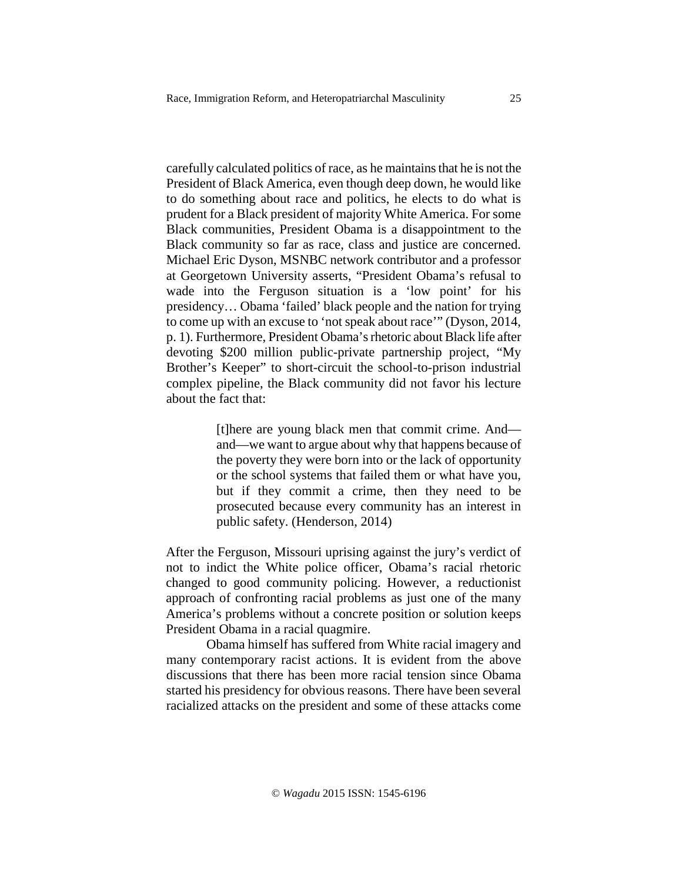carefully calculated politics of race, as he maintains that he is not the President of Black America, even though deep down, he would like to do something about race and politics, he elects to do what is prudent for a Black president of majority White America. For some Black communities, President Obama is a disappointment to the Black community so far as race, class and justice are concerned. Michael Eric Dyson, MSNBC network contributor and a professor at Georgetown University asserts, "President Obama's refusal to wade into the Ferguson situation is a 'low point' for his presidency… Obama 'failed' black people and the nation for trying to come up with an excuse to 'not speak about race'" (Dyson, 2014, p. 1). Furthermore, President Obama's rhetoric about Black life after devoting $200 million public-private partnership project, "My Brother's Keeper" to short-circuit the school-to-prison industrial complex pipeline, the Black community did not favor his lecture about the fact that:

> [t]here are young black men that commit crime. And—and—we want to argue about why that happens because of the poverty they were born into or the lack of opportunity or the school systems that failed them or what have you, but if they commit a crime, then they need to be prosecuted because every community has an interest in public safety. (Henderson, 2014)

After the Ferguson, Missouri uprising against the jury's verdict of not to indict the White police officer, Obama's racial rhetoric changed to good community policing. However, a reductionist approach of confronting racial problems as just one of the many America's problems without a concrete position or solution keeps President Obama in a racial quagmire.

Obama himself has suffered from White racial imagery and many contemporary racist actions. It is evident from the above discussions that there has been more racial tension since Obama started his presidency for obvious reasons. There have been several racialized attacks on the president and some of these attacks come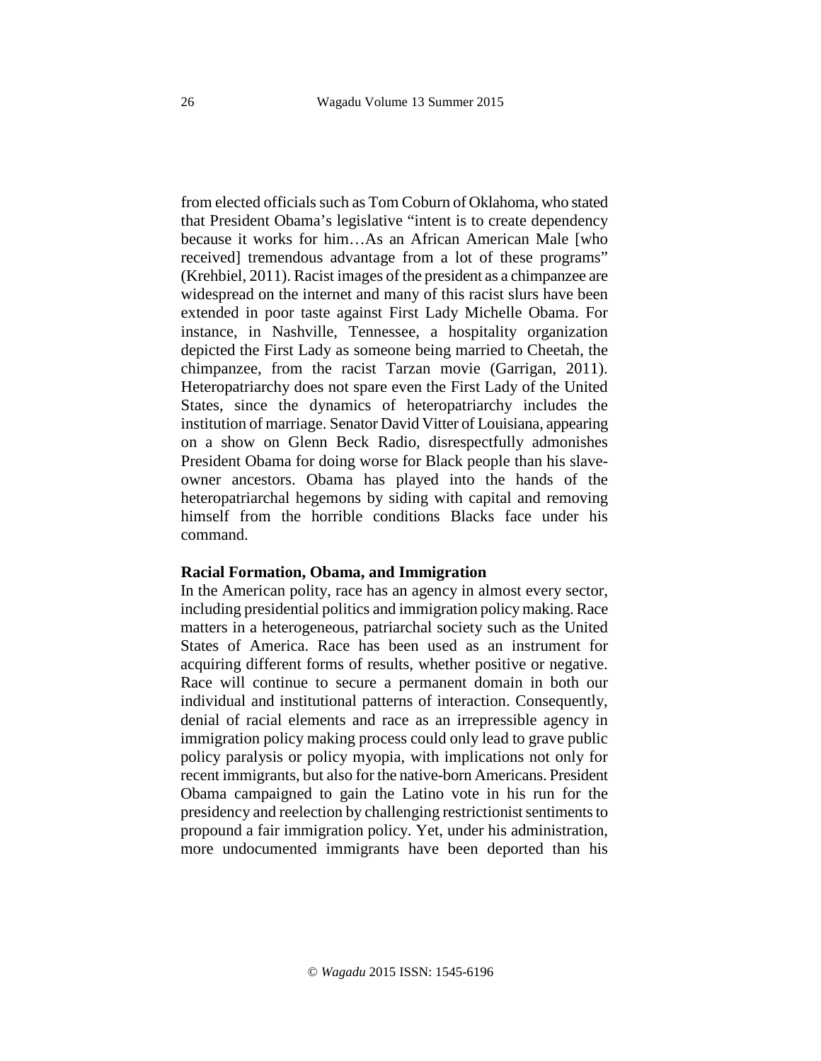from elected officials such as Tom Coburn of Oklahoma, who stated that President Obama's legislative "intent is to create dependency because it works for him…As an African American Male [who received] tremendous advantage from a lot of these programs" (Krehbiel, 2011). Racist images of the president as a chimpanzee are widespread on the internet and many of this racist slurs have been extended in poor taste against First Lady Michelle Obama. For instance, in Nashville, Tennessee, a hospitality organization depicted the First Lady as someone being married to Cheetah, the chimpanzee, from the racist Tarzan movie (Garrigan, 2011). Heteropatriarchy does not spare even the First Lady of the United States, since the dynamics of heteropatriarchy includes the institution of marriage. Senator David Vitter of Louisiana, appearing on a show on Glenn Beck Radio, disrespectfully admonishes President Obama for doing worse for Black people than his slave-owner ancestors. Obama has played into the hands of the heteropatriarchal hegemons by siding with capital and removing himself from the horrible conditions Blacks face under his command.

**Racial Formation, Obama, and Immigration**

In the American polity, race has an agency in almost every sector, including presidential politics and immigration policy making. Race matters in a heterogeneous, patriarchal society such as the United States of America. Race has been used as an instrument for acquiring different forms of results, whether positive or negative. Race will continue to secure a permanent domain in both our individual and institutional patterns of interaction. Consequently, denial of racial elements and race as an irrepressible agency in immigration policy making process could only lead to grave public policy paralysis or policy myopia, with implications not only for recent immigrants, but also for the native-born Americans. President Obama campaigned to gain the Latino vote in his run for the presidency and reelection by challenging restrictionist sentiments to propound a fair immigration policy. Yet, under his administration, more undocumented immigrants have been deported than his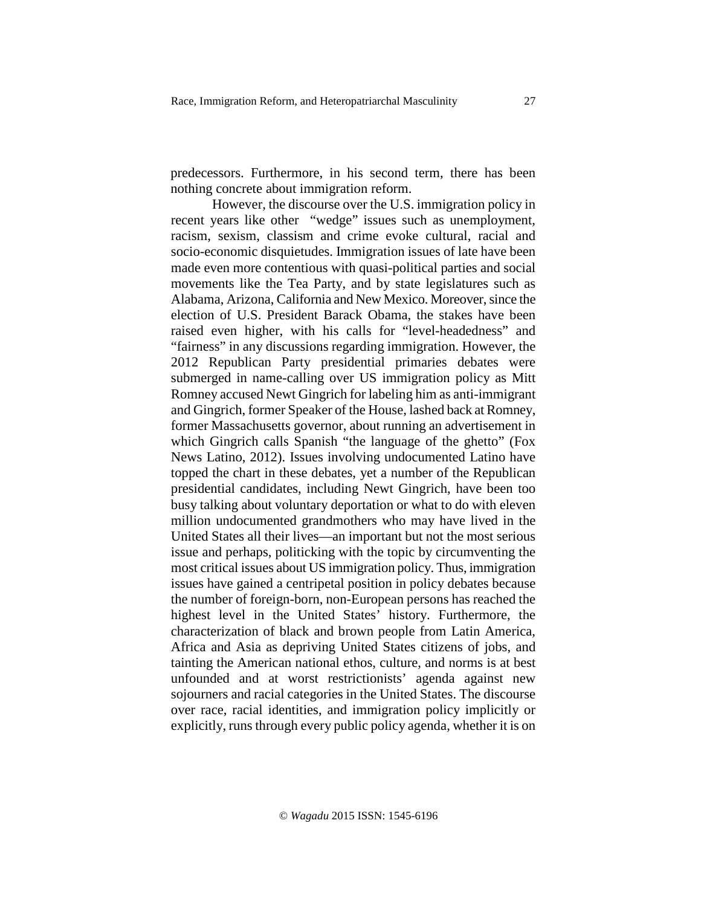predecessors. Furthermore, in his second term, there has been nothing concrete about immigration reform.

However, the discourse over the U.S. immigration policy in recent years like other "wedge" issues such as unemployment, racism, sexism, classism and crime evoke cultural, racial and socio-economic disquietudes. Immigration issues of late have been made even more contentious with quasi-political parties and social movements like the Tea Party, and by state legislatures such as Alabama, Arizona, California and New Mexico. Moreover, since the election of U.S. President Barack Obama, the stakes have been raised even higher, with his calls for "level-headedness" and "fairness" in any discussions regarding immigration. However, the 2012 Republican Party presidential primaries debates were submerged in name-calling over US immigration policy as Mitt Romney accused Newt Gingrich for labeling him as anti-immigrant and Gingrich, former Speaker of the House, lashed back at Romney, former Massachusetts governor, about running an advertisement in which Gingrich calls Spanish "the language of the ghetto" (Fox News Latino, 2012). Issues involving undocumented Latino have topped the chart in these debates, yet a number of the Republican presidential candidates, including Newt Gingrich, have been too busy talking about voluntary deportation or what to do with eleven million undocumented grandmothers who may have lived in the United States all their lives—an important but not the most serious issue and perhaps, politicking with the topic by circumventing the most critical issues about US immigration policy. Thus, immigration issues have gained a centripetal position in policy debates because the number of foreign-born, non-European persons has reached the highest level in the United States' history. Furthermore, the characterization of black and brown people from Latin America, Africa and Asia as depriving United States citizens of jobs, and tainting the American national ethos, culture, and norms is at best unfounded and at worst restrictionists' agenda against new sojourners and racial categories in the United States. The discourse over race, racial identities, and immigration policy implicitly or explicitly, runs through every public policy agenda, whether it is on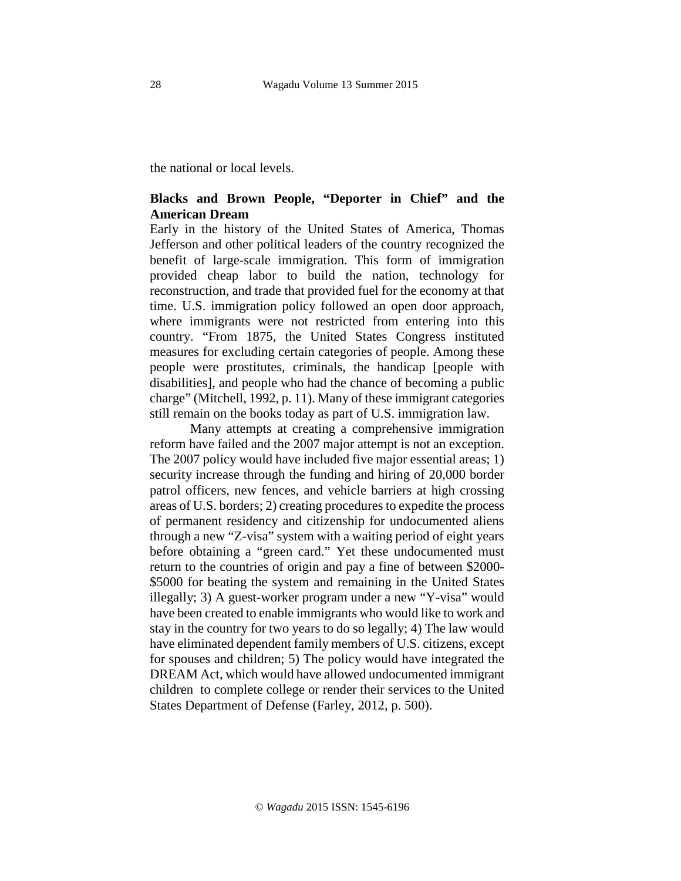the national or local levels.

## Blacks and Brown People, "Deporter in Chief" and the American Dream

Early in the history of the United States of America, Thomas Jefferson and other political leaders of the country recognized the benefit of large-scale immigration. This form of immigration provided cheap labor to build the nation, technology for reconstruction, and trade that provided fuel for the economy at that time. U.S. immigration policy followed an open door approach, where immigrants were not restricted from entering into this country. "From 1875, the United States Congress instituted measures for excluding certain categories of people. Among these people were prostitutes, criminals, the handicap [people with disabilities], and people who had the chance of becoming a public charge" (Mitchell, 1992, p. 11). Many of these immigrant categories still remain on the books today as part of U.S. immigration law.

Many attempts at creating a comprehensive immigration reform have failed and the 2007 major attempt is not an exception. The 2007 policy would have included five major essential areas; 1) security increase through the funding and hiring of 20,000 border patrol officers, new fences, and vehicle barriers at high crossing areas of U.S. borders; 2) creating procedures to expedite the process of permanent residency and citizenship for undocumented aliens through a new "Z-visa" system with a waiting period of eight years before obtaining a "green card." Yet these undocumented must return to the countries of origin and pay a fine of between $2000-$5000 for beating the system and remaining in the United States illegally; 3) A guest-worker program under a new "Y-visa" would have been created to enable immigrants who would like to work and stay in the country for two years to do so legally; 4) The law would have eliminated dependent family members of U.S. citizens, except for spouses and children; 5) The policy would have integrated the DREAM Act, which would have allowed undocumented immigrant children to complete college or render their services to the United States Department of Defense (Farley, 2012, p. 500).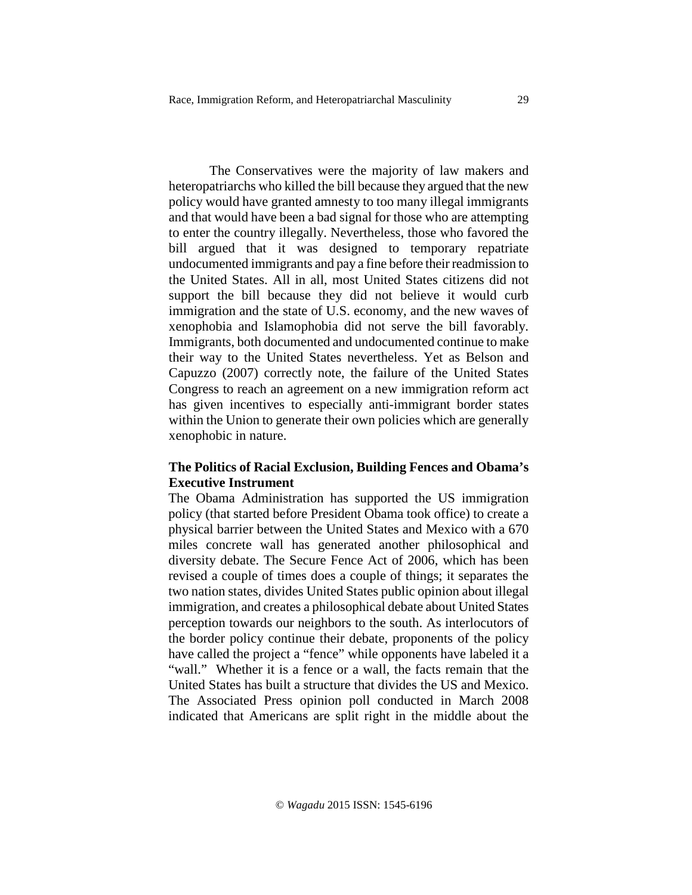The Conservatives were the majority of law makers and heteropatriarchs who killed the bill because they argued that the new policy would have granted amnesty to too many illegal immigrants and that would have been a bad signal for those who are attempting to enter the country illegally. Nevertheless, those who favored the bill argued that it was designed to temporary repatriate undocumented immigrants and pay a fine before their readmission to the United States. All in all, most United States citizens did not support the bill because they did not believe it would curb immigration and the state of U.S. economy, and the new waves of xenophobia and Islamophobia did not serve the bill favorably. Immigrants, both documented and undocumented continue to make their way to the United States nevertheless. Yet as Belson and Capuzzo (2007) correctly note, the failure of the United States Congress to reach an agreement on a new immigration reform act has given incentives to especially anti-immigrant border states within the Union to generate their own policies which are generally xenophobic in nature.

**The Politics of Racial Exclusion, Building Fences and Obama's Executive Instrument**

The Obama Administration has supported the US immigration policy (that started before President Obama took office) to create a physical barrier between the United States and Mexico with a 670 miles concrete wall has generated another philosophical and diversity debate. The Secure Fence Act of 2006, which has been revised a couple of times does a couple of things; it separates the two nation states, divides United States public opinion about illegal immigration, and creates a philosophical debate about United States perception towards our neighbors to the south. As interlocutors of the border policy continue their debate, proponents of the policy have called the project a "fence" while opponents have labeled it a "wall." Whether it is a fence or a wall, the facts remain that the United States has built a structure that divides the US and Mexico. The Associated Press opinion poll conducted in March 2008 indicated that Americans are split right in the middle about the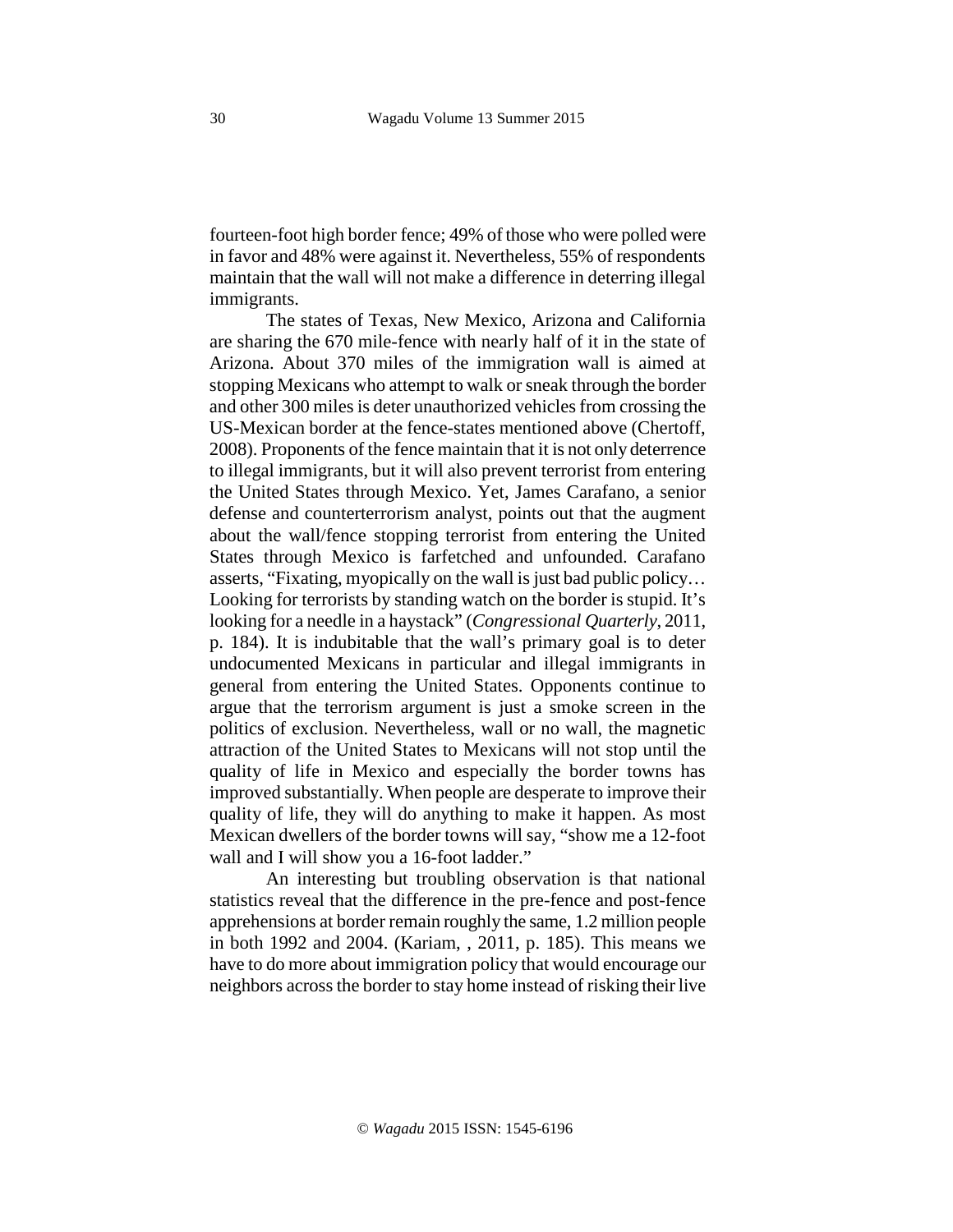fourteen-foot high border fence; 49% of those who were polled were in favor and 48% were against it. Nevertheless, 55% of respondents maintain that the wall will not make a difference in deterring illegal immigrants.

The states of Texas, New Mexico, Arizona and California are sharing the 670 mile-fence with nearly half of it in the state of Arizona. About 370 miles of the immigration wall is aimed at stopping Mexicans who attempt to walk or sneak through the border and other 300 miles is deter unauthorized vehicles from crossing the US-Mexican border at the fence-states mentioned above (Chertoff, 2008). Proponents of the fence maintain that it is not only deterrence to illegal immigrants, but it will also prevent terrorist from entering the United States through Mexico. Yet, James Carafano, a senior defense and counterterrorism analyst, points out that the augment about the wall/fence stopping terrorist from entering the United States through Mexico is farfetched and unfounded. Carafano asserts, "Fixating, myopically on the wall is just bad public policy… Looking for terrorists by standing watch on the border is stupid. It's looking for a needle in a haystack" (*Congressional Quarterly*, 2011, p. 184). It is indubitable that the wall's primary goal is to deter undocumented Mexicans in particular and illegal immigrants in general from entering the United States. Opponents continue to argue that the terrorism argument is just a smoke screen in the politics of exclusion. Nevertheless, wall or no wall, the magnetic attraction of the United States to Mexicans will not stop until the quality of life in Mexico and especially the border towns has improved substantially. When people are desperate to improve their quality of life, they will do anything to make it happen. As most Mexican dwellers of the border towns will say, "show me a 12-foot wall and I will show you a 16-foot ladder."

An interesting but troubling observation is that national statistics reveal that the difference in the pre-fence and post-fence apprehensions at border remain roughly the same, 1.2 million people in both 1992 and 2004. (Kariam, , 2011, p. 185). This means we have to do more about immigration policy that would encourage our neighbors across the border to stay home instead of risking their live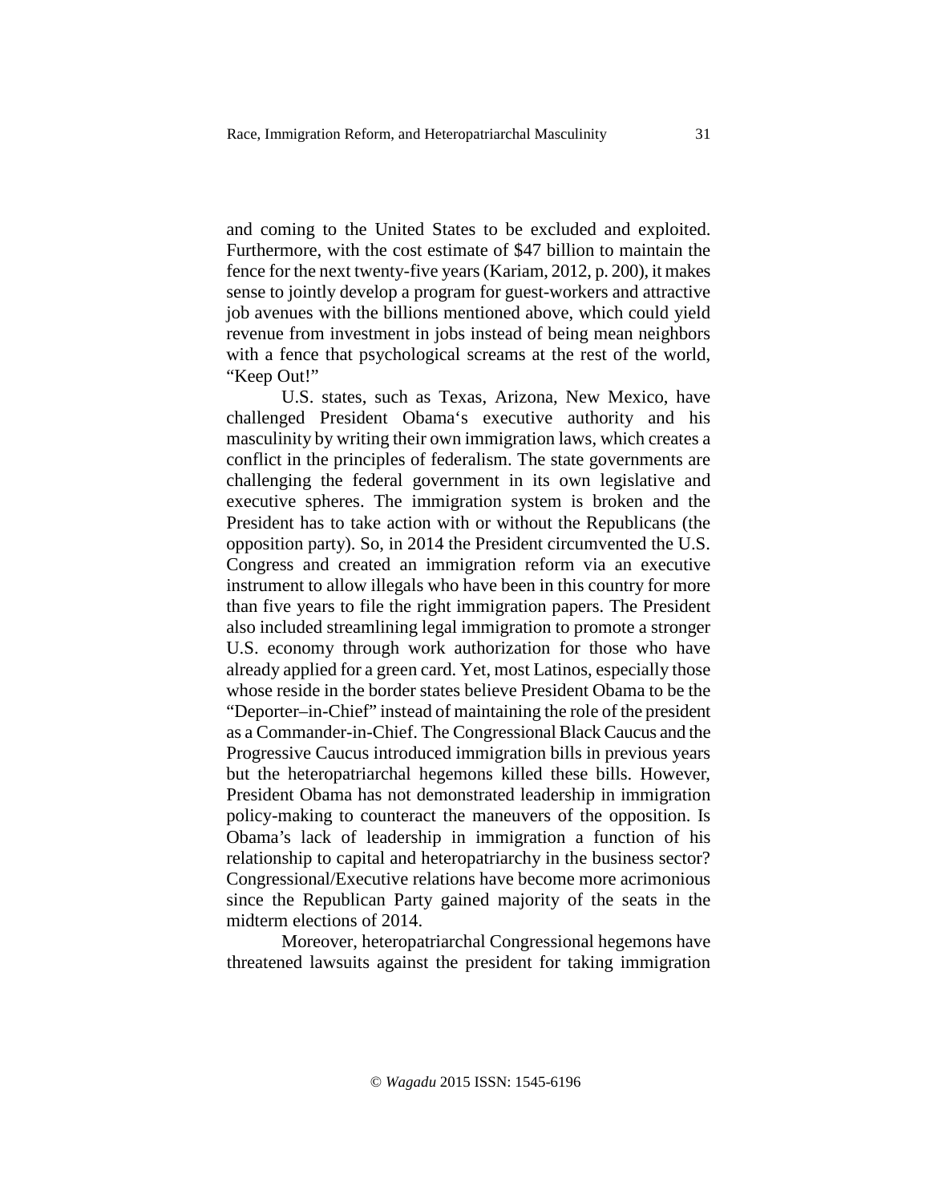and coming to the United States to be excluded and exploited. Furthermore, with the cost estimate of $47 billion to maintain the fence for the next twenty-five years (Kariam, 2012, p. 200), it makes sense to jointly develop a program for guest-workers and attractive job avenues with the billions mentioned above, which could yield revenue from investment in jobs instead of being mean neighbors with a fence that psychological screams at the rest of the world, "Keep Out!"

U.S. states, such as Texas, Arizona, New Mexico, have challenged President Obama's executive authority and his masculinity by writing their own immigration laws, which creates a conflict in the principles of federalism. The state governments are challenging the federal government in its own legislative and executive spheres. The immigration system is broken and the President has to take action with or without the Republicans (the opposition party). So, in 2014 the President circumvented the U.S. Congress and created an immigration reform via an executive instrument to allow illegals who have been in this country for more than five years to file the right immigration papers. The President also included streamlining legal immigration to promote a stronger U.S. economy through work authorization for those who have already applied for a green card. Yet, most Latinos, especially those whose reside in the border states believe President Obama to be the "Deporter–in-Chief" instead of maintaining the role of the president as a Commander-in-Chief. The Congressional Black Caucus and the Progressive Caucus introduced immigration bills in previous years but the heteropatriarchal hegemons killed these bills. However, President Obama has not demonstrated leadership in immigration policy-making to counteract the maneuvers of the opposition. Is Obama's lack of leadership in immigration a function of his relationship to capital and heteropatriarchy in the business sector? Congressional/Executive relations have become more acrimonious since the Republican Party gained majority of the seats in the midterm elections of 2014.

Moreover, heteropatriarchal Congressional hegemons have threatened lawsuits against the president for taking immigration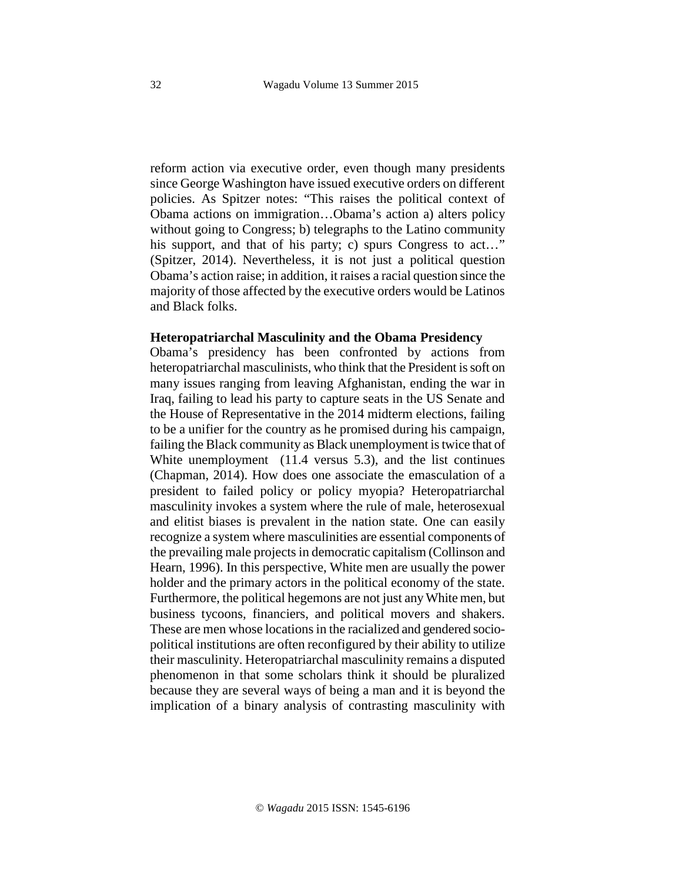reform action via executive order, even though many presidents since George Washington have issued executive orders on different policies. As Spitzer notes: "This raises the political context of Obama actions on immigration…Obama's action a) alters policy without going to Congress; b) telegraphs to the Latino community his support, and that of his party; c) spurs Congress to act…" (Spitzer, 2014). Nevertheless, it is not just a political question Obama's action raise; in addition, it raises a racial question since the majority of those affected by the executive orders would be Latinos and Black folks.

**Heteropatriarchal Masculinity and the Obama Presidency**

Obama's presidency has been confronted by actions from heteropatriarchal masculinists, who think that the President is soft on many issues ranging from leaving Afghanistan, ending the war in Iraq, failing to lead his party to capture seats in the US Senate and the House of Representative in the 2014 midterm elections, failing to be a unifier for the country as he promised during his campaign, failing the Black community as Black unemployment is twice that of White unemployment (11.4 versus 5.3), and the list continues (Chapman, 2014). How does one associate the emasculation of a president to failed policy or policy myopia? Heteropatriarchal masculinity invokes a system where the rule of male, heterosexual and elitist biases is prevalent in the nation state. One can easily recognize a system where masculinities are essential components of the prevailing male projects in democratic capitalism (Collinson and Hearn, 1996). In this perspective, White men are usually the power holder and the primary actors in the political economy of the state. Furthermore, the political hegemons are not just any White men, but business tycoons, financiers, and political movers and shakers. These are men whose locations in the racialized and gendered socio-political institutions are often reconfigured by their ability to utilize their masculinity. Heteropatriarchal masculinity remains a disputed phenomenon in that some scholars think it should be pluralized because they are several ways of being a man and it is beyond the implication of a binary analysis of contrasting masculinity with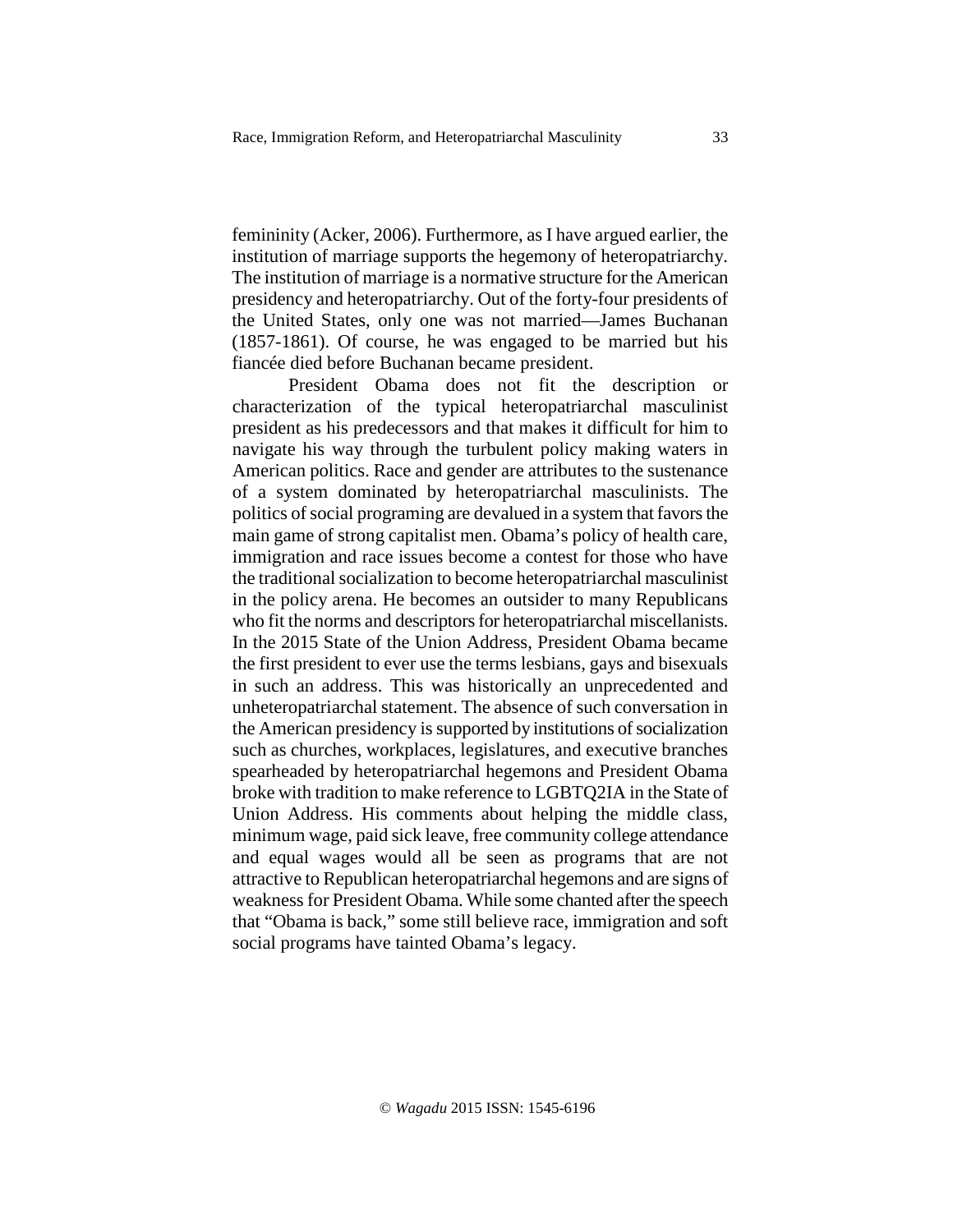femininity (Acker, 2006). Furthermore, as I have argued earlier, the institution of marriage supports the hegemony of heteropatriarchy. The institution of marriage is a normative structure for the American presidency and heteropatriarchy. Out of the forty-four presidents of the United States, only one was not married—James Buchanan (1857-1861). Of course, he was engaged to be married but his fiancée died before Buchanan became president.

President Obama does not fit the description or characterization of the typical heteropatriarchal masculinist president as his predecessors and that makes it difficult for him to navigate his way through the turbulent policy making waters in American politics. Race and gender are attributes to the sustenance of a system dominated by heteropatriarchal masculinists. The politics of social programing are devalued in a system that favors the main game of strong capitalist men. Obama's policy of health care, immigration and race issues become a contest for those who have the traditional socialization to become heteropatriarchal masculinist in the policy arena. He becomes an outsider to many Republicans who fit the norms and descriptors for heteropatriarchal miscellanists. In the 2015 State of the Union Address, President Obama became the first president to ever use the terms lesbians, gays and bisexuals in such an address. This was historically an unprecedented and unheteropatriarchal statement. The absence of such conversation in the American presidency is supported by institutions of socialization such as churches, workplaces, legislatures, and executive branches spearheaded by heteropatriarchal hegemons and President Obama broke with tradition to make reference to LGBTQ2IA in the State of Union Address. His comments about helping the middle class, minimum wage, paid sick leave, free community college attendance and equal wages would all be seen as programs that are not attractive to Republican heteropatriarchal hegemons and are signs of weakness for President Obama. While some chanted after the speech that "Obama is back," some still believe race, immigration and soft social programs have tainted Obama's legacy.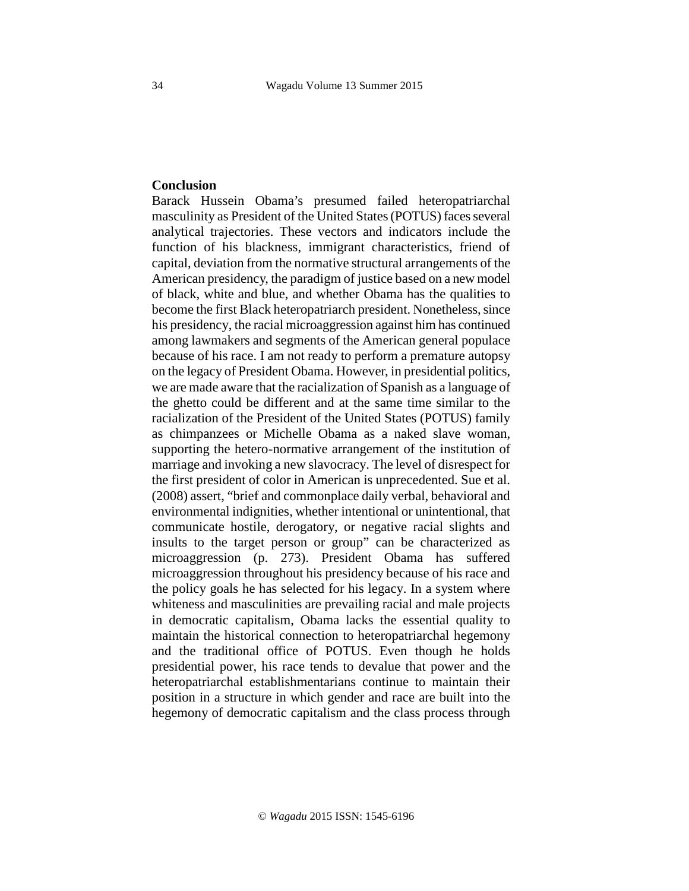## Conclusion

Barack Hussein Obama's presumed failed heteropatriarchal masculinity as President of the United States (POTUS) faces several analytical trajectories. These vectors and indicators include the function of his blackness, immigrant characteristics, friend of capital, deviation from the normative structural arrangements of the American presidency, the paradigm of justice based on a new model of black, white and blue, and whether Obama has the qualities to become the first Black heteropatriarch president. Nonetheless, since his presidency, the racial microaggression against him has continued among lawmakers and segments of the American general populace because of his race. I am not ready to perform a premature autopsy on the legacy of President Obama. However, in presidential politics, we are made aware that the racialization of Spanish as a language of the ghetto could be different and at the same time similar to the racialization of the President of the United States (POTUS) family as chimpanzees or Michelle Obama as a naked slave woman, supporting the hetero-normative arrangement of the institution of marriage and invoking a new slavocracy. The level of disrespect for the first president of color in American is unprecedented. Sue et al. (2008) assert, "brief and commonplace daily verbal, behavioral and environmental indignities, whether intentional or unintentional, that communicate hostile, derogatory, or negative racial slights and insults to the target person or group" can be characterized as microaggression (p. 273). President Obama has suffered microaggression throughout his presidency because of his race and the policy goals he has selected for his legacy. In a system where whiteness and masculinities are prevailing racial and male projects in democratic capitalism, Obama lacks the essential quality to maintain the historical connection to heteropatriarchal hegemony and the traditional office of POTUS. Even though he holds presidential power, his race tends to devalue that power and the heteropatriarchal establishmentarians continue to maintain their position in a structure in which gender and race are built into the hegemony of democratic capitalism and the class process through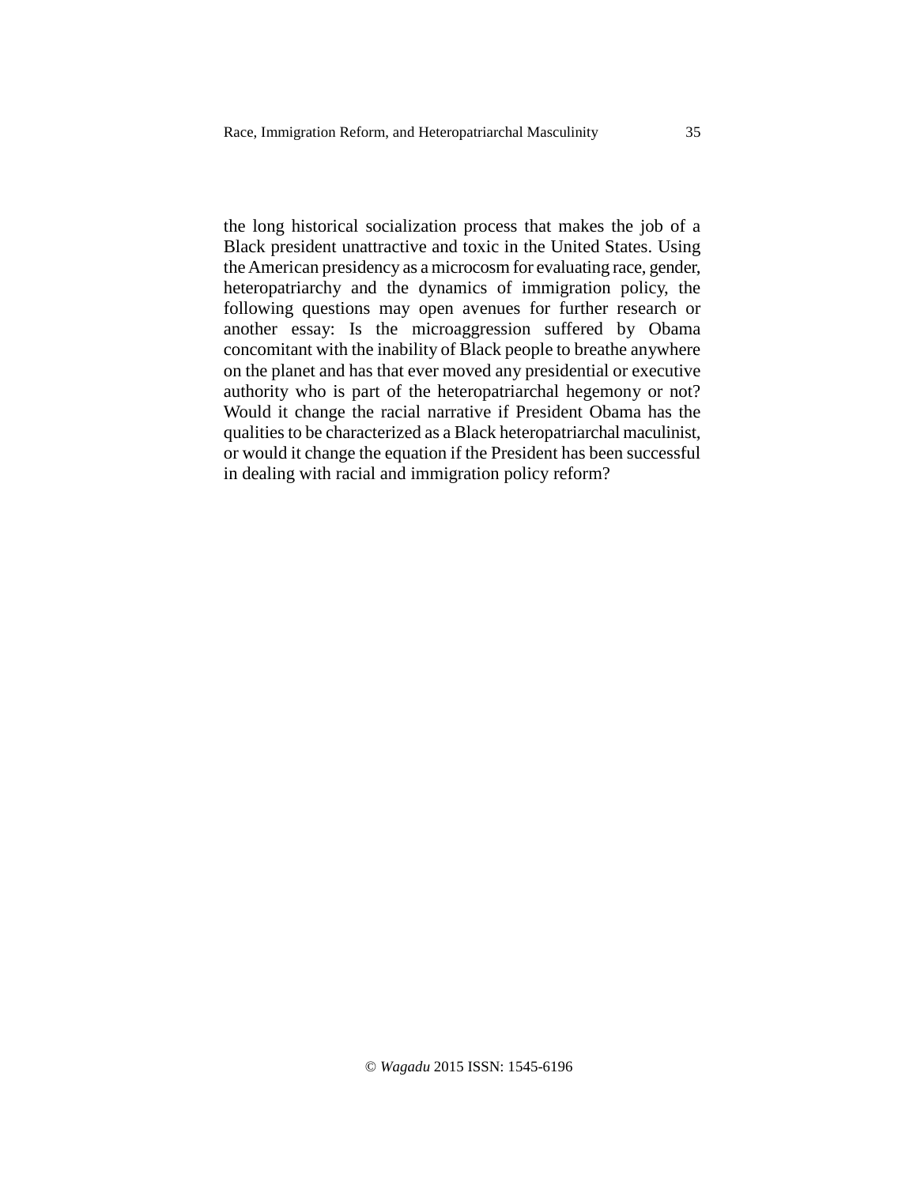the long historical socialization process that makes the job of a Black president unattractive and toxic in the United States. Using the American presidency as a microcosm for evaluating race, gender, heteropatriarchy and the dynamics of immigration policy, the following questions may open avenues for further research or another essay: Is the microaggression suffered by Obama concomitant with the inability of Black people to breathe anywhere on the planet and has that ever moved any presidential or executive authority who is part of the heteropatriarchal hegemony or not? Would it change the racial narrative if President Obama has the qualities to be characterized as a Black heteropatriarchal maculinist, or would it change the equation if the President has been successful in dealing with racial and immigration policy reform?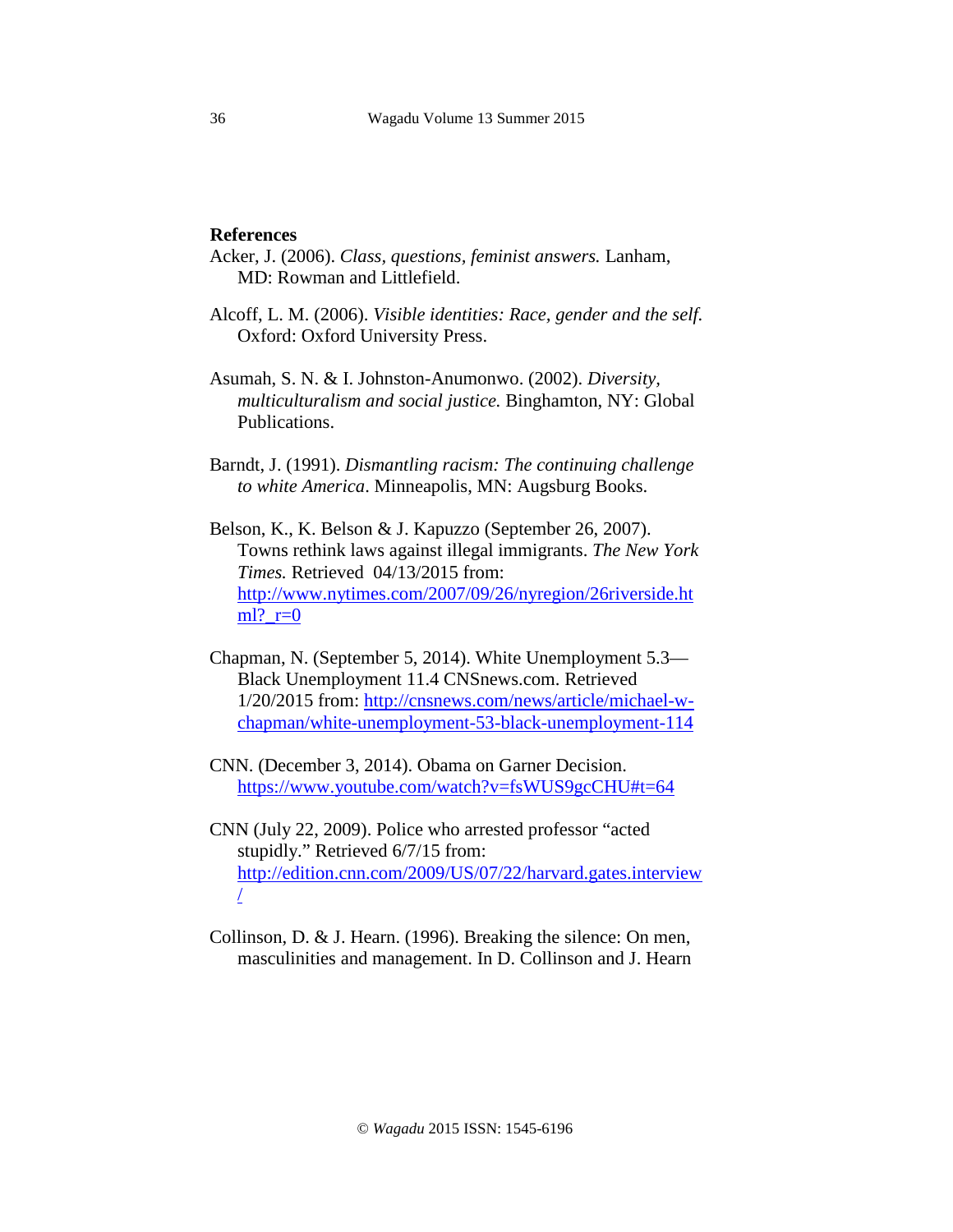**References**

Acker, J. (2006). *Class, questions, feminist answers.* Lanham, MD: Rowman and Littlefield.

Alcoff, L. M. (2006). *Visible identities: Race, gender and the self.* Oxford: Oxford University Press.

Asumah, S. N. & I. Johnston-Anumonwo. (2002). *Diversity, multiculturalism and social justice.* Binghamton, NY: Global Publications.

Barndt, J. (1991). *Dismantling racism: The continuing challenge to white America*. Minneapolis, MN: Augsburg Books.

Belson, K., K. Belson & J. Kapuzzo (September 26, 2007). Towns rethink laws against illegal immigrants. *The New York Times.* Retrieved 04/13/2015 from: http://www.nytimes.com/2007/09/26/nyregion/26riverside.html?_r=0

Chapman, N. (September 5, 2014). White Unemployment 5.3—Black Unemployment 11.4 CNSnews.com. Retrieved 1/20/2015 from: http://cnsnews.com/news/article/michael-w-chapman/white-unemployment-53-black-unemployment-114

CNN. (December 3, 2014). Obama on Garner Decision. https://www.youtube.com/watch?v=fsWUS9gcCHU#t=64

CNN (July 22, 2009). Police who arrested professor "acted stupidly." Retrieved 6/7/15 from: http://edition.cnn.com/2009/US/07/22/harvard.gates.interview/

Collinson, D. & J. Hearn. (1996). Breaking the silence: On men, masculinities and management. In D. Collinson and J. Hearn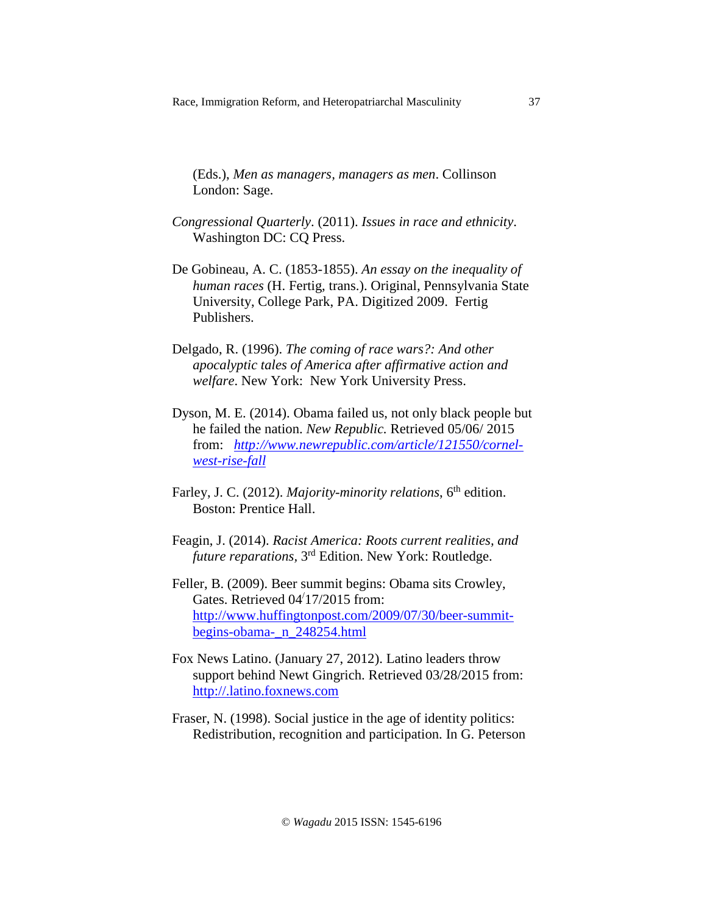(Eds.), *Men as managers, managers as men*. Collinson London: Sage.

*Congressional Quarterly*. (2011). *Issues in race and ethnicity*. Washington DC: CQ Press.

De Gobineau, A. C. (1853-1855). *An essay on the inequality of human races* (H. Fertig, trans.). Original, Pennsylvania State University, College Park, PA. Digitized 2009. Fertig Publishers.

Delgado, R. (1996). *The coming of race wars?: And other apocalyptic tales of America after affirmative action and welfare*. New York: New York University Press.

Dyson, M. E. (2014). Obama failed us, not only black people but he failed the nation. *New Republic.* Retrieved 05/06/ 2015 from: *http://www.newrepublic.com/article/121550/cornel-west-rise-fall*

Farley, J. C. (2012). *Majority-minority relations*, 6th edition. Boston: Prentice Hall.

Feagin, J. (2014). *Racist America: Roots current realities, and future reparations,* 3rd Edition. New York: Routledge.

Feller, B. (2009). Beer summit begins: Obama sits Crowley, Gates. Retrieved 04/17/2015 from: http://www.huffingtonpost.com/2009/07/30/beer-summit-begins-obama-_n_248254.html

Fox News Latino. (January 27, 2012). Latino leaders throw support behind Newt Gingrich. Retrieved 03/28/2015 from: http://.latino.foxnews.com

Fraser, N. (1998). Social justice in the age of identity politics: Redistribution, recognition and participation. In G. Peterson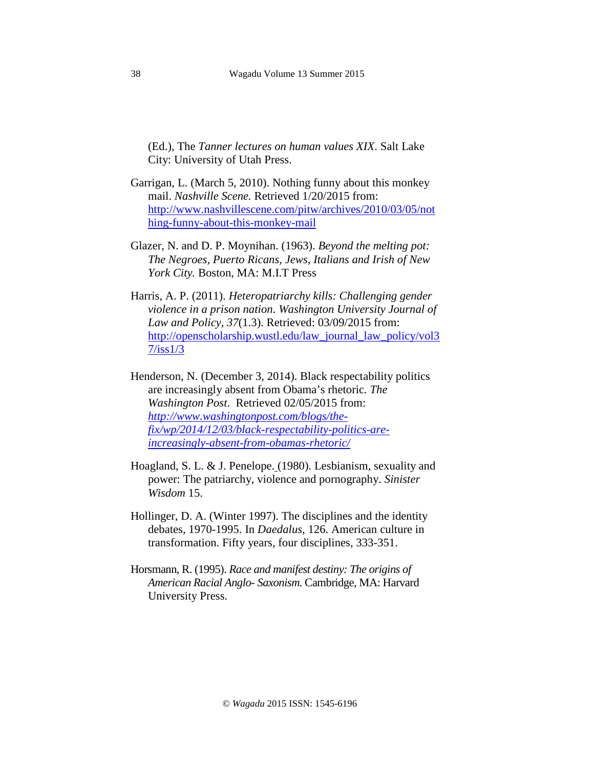(Ed.), The *Tanner lectures on human values XIX*. Salt Lake City: University of Utah Press.

Garrigan, L. (March 5, 2010). Nothing funny about this monkey mail. *Nashville Scene.* Retrieved 1/20/2015 from: http://www.nashvillescene.com/pitw/archives/2010/03/05/nothing-funny-about-this-monkey-mail

Glazer, N. and D. P. Moynihan. (1963). *Beyond the melting pot: The Negroes, Puerto Ricans, Jews, Italians and Irish of New York City.* Boston, MA: M.I.T Press

Harris, A. P. (2011). *Heteropatriarchy kills: Challenging gender violence in a prison nation. Washington University Journal of Law and Policy, 37*(1.3). Retrieved: 03/09/2015 from: http://openscholarship.wustl.edu/law_journal_law_policy/vol37/iss1/3

Henderson, N. (December 3, 2014). Black respectability politics are increasingly absent from Obama's rhetoric. *The Washington Post*. Retrieved 02/05/2015 from: *http://www.washingtonpost.com/blogs/the-fix/wp/2014/12/03/black-respectability-politics-are-increasingly-absent-from-obamas-rhetoric/*

Hoagland, S. L. & J. Penelope. (1980). Lesbianism, sexuality and power: The patriarchy, violence and pornography. *Sinister Wisdom* 15.

Hollinger, D. A. (Winter 1997). The disciplines and the identity debates, 1970-1995. In *Daedalus,* 126. American culture in transformation. Fifty years, four disciplines, 333-351.

Horsmann, R. (1995). *Race and manifest destiny: The origins of American Racial Anglo- Saxonism.* Cambridge, MA: Harvard University Press.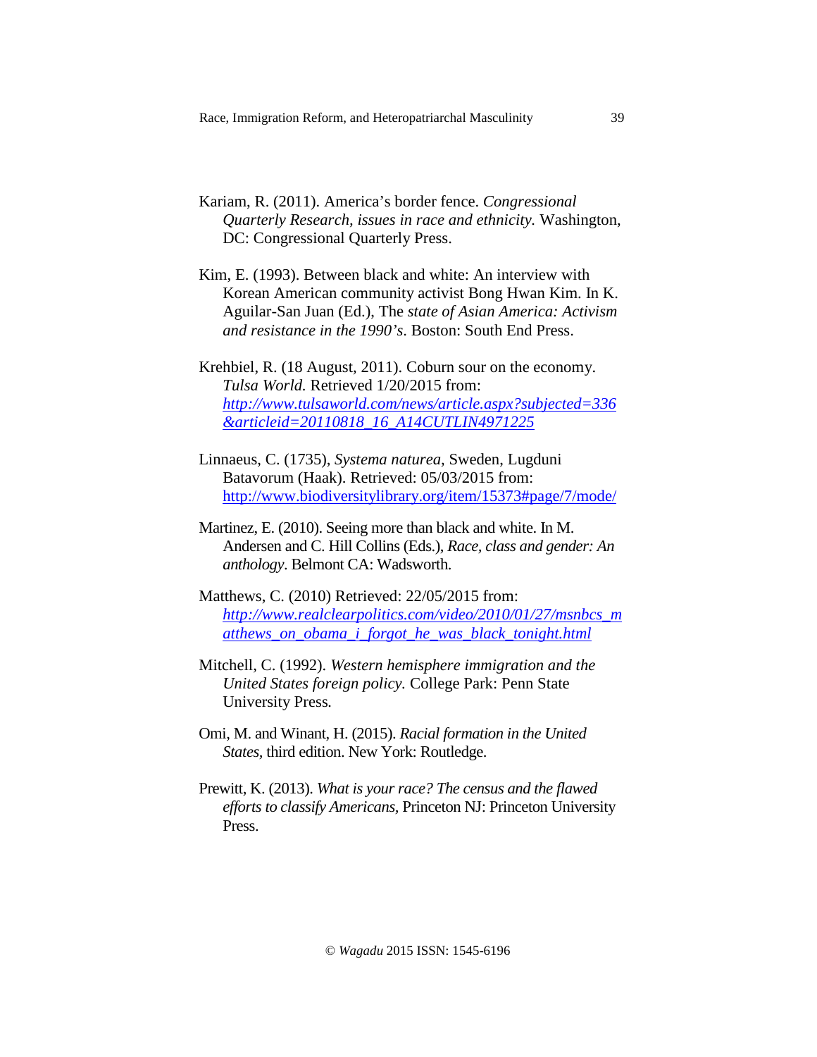Kariam, R. (2011). America’s border fence. *Congressional Quarterly Research, issues in race and ethnicity.* Washington, DC: Congressional Quarterly Press.

Kim, E. (1993). Between black and white: An interview with Korean American community activist Bong Hwan Kim. In K. Aguilar-San Juan (Ed.), The *state of Asian America: Activism and resistance in the 1990’s*. Boston: South End Press.

Krehbiel, R. (18 August, 2011). Coburn sour on the economy. *Tulsa World.* Retrieved 1/20/2015 from: *http://www.tulsaworld.com/news/article.aspx?subjected=336&articleid=20110818_16_A14CUTLIN4971225*

Linnaeus, C. (1735), *Systema naturea*, Sweden, Lugduni Batavorum (Haak). Retrieved: 05/03/2015 from: http://www.biodiversitylibrary.org/item/15373#page/7/mode/

Martinez, E. (2010). Seeing more than black and white. In M. Andersen and C. Hill Collins (Eds.), *Race, class and gender: An anthology*. Belmont CA: Wadsworth.

Matthews, C. (2010) Retrieved: 22/05/2015 from: *http://www.realclearpolitics.com/video/2010/01/27/msnbcs_matthews_on_obama_i_forgot_he_was_black_tonight.html*

Mitchell, C. (1992). *Western hemisphere immigration and the United States foreign policy.* College Park: Penn State University Press.

Omi, M. and Winant, H. (2015). *Racial formation in the United States*, third edition. New York: Routledge.

Prewitt, K. (2013). *What is your race? The census and the flawed efforts to classify Americans*, Princeton NJ: Princeton University Press.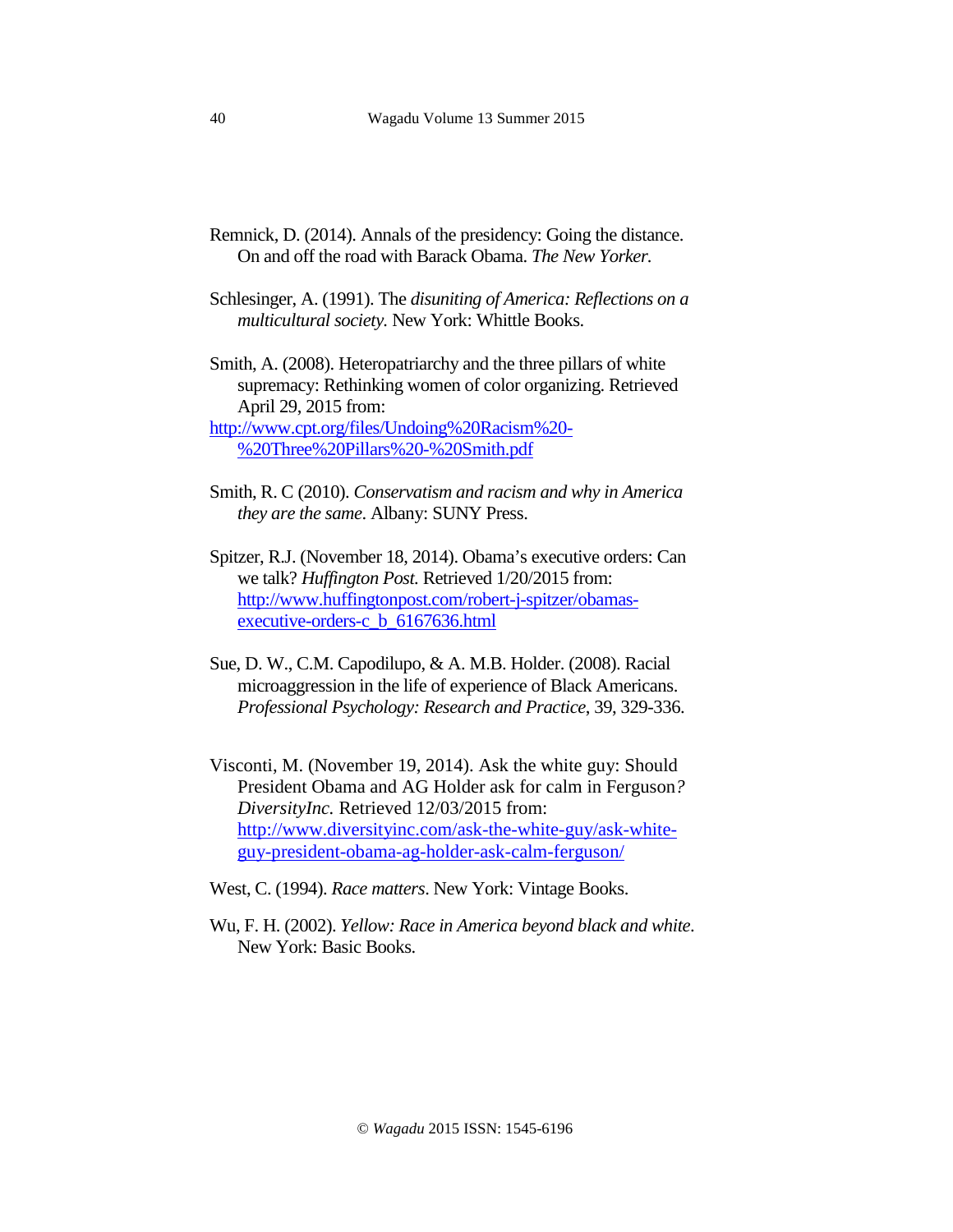Remnick, D. (2014). Annals of the presidency: Going the distance. On and off the road with Barack Obama. *The New Yorker.*

Schlesinger, A. (1991). The *disuniting of America: Reflections on a multicultural society.* New York: Whittle Books.

Smith, A. (2008). Heteropatriarchy and the three pillars of white supremacy: Rethinking women of color organizing. Retrieved April 29, 2015 from: http://www.cpt.org/files/Undoing%20Racism%20-%20Three%20Pillars%20-%20Smith.pdf

Smith, R. C (2010). *Conservatism and racism and why in America they are the same*. Albany: SUNY Press.

Spitzer, R.J. (November 18, 2014). Obama's executive orders: Can we talk? *Huffington Post.* Retrieved 1/20/2015 from: http://www.huffingtonpost.com/robert-j-spitzer/obamas-executive-orders-c_b_6167636.html

Sue, D. W., C.M. Capodilupo, & A. M.B. Holder. (2008). Racial microaggression in the life of experience of Black Americans. *Professional Psychology: Research and Practice*, 39, 329-336.

Visconti, M. (November 19, 2014). Ask the white guy: Should President Obama and AG Holder ask for calm in Ferguson*?* *DiversityInc.* Retrieved 12/03/2015 from: http://www.diversityinc.com/ask-the-white-guy/ask-white-guy-president-obama-ag-holder-ask-calm-ferguson/

West, C. (1994). *Race matters*. New York: Vintage Books.

Wu, F. H. (2002). *Yellow: Race in America beyond black and white.* New York: Basic Books.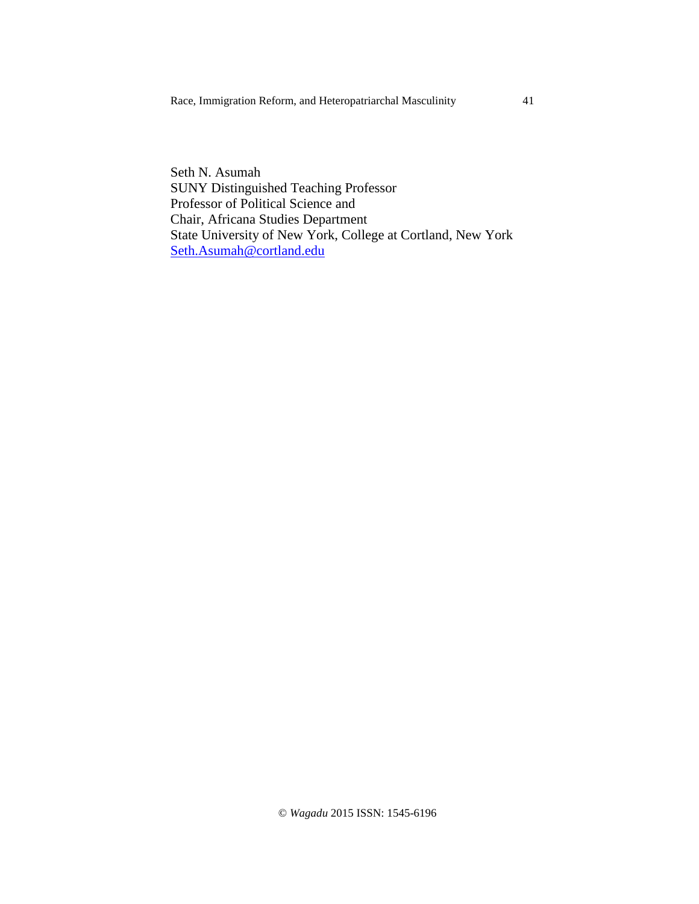Seth N. Asumah
SUNY Distinguished Teaching Professor
Professor of Political Science and
Chair, Africana Studies Department
State University of New York, College at Cortland, New York
Seth.Asumah@cortland.edu